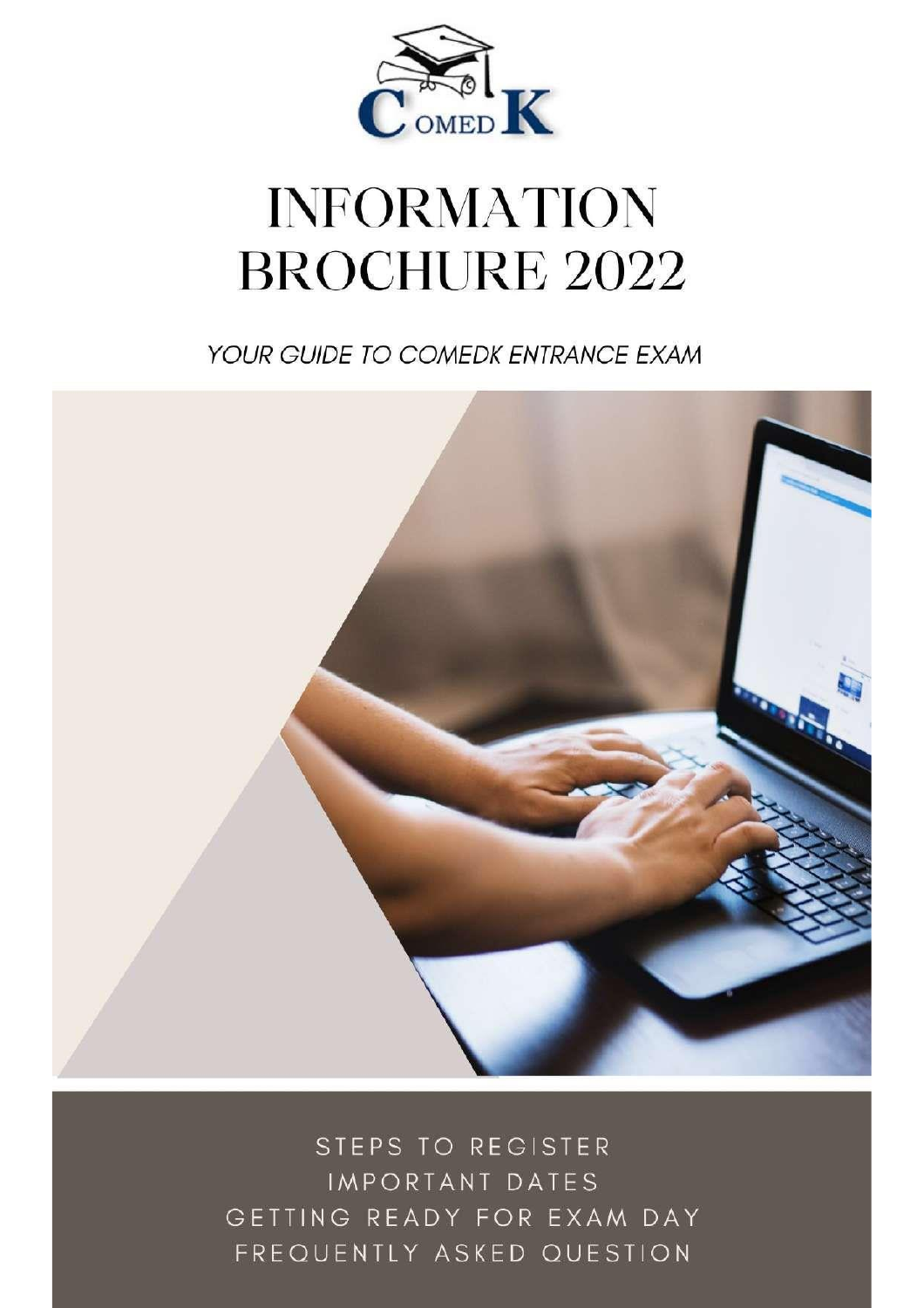# INFORMATION BROCHURE 2022

*YOUR GUIDE TO COMEDK ENTRANCE EXAM*

STEPS TO REGISTER

IMPORTANT DATES

GETTING READY FOR EXAM DAY

FREQUENTLY ASKED QUESTION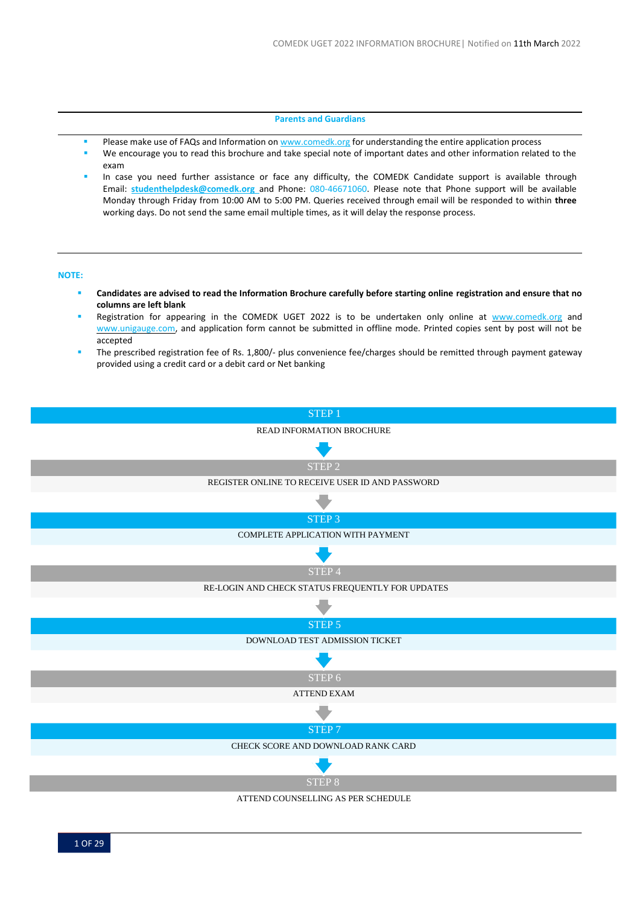### Parents and Guardians

- Please make use of FAQs and Information on www.comedk.org for understanding the entire application process
- We encourage you to read this brochure and take special note of important dates and other information related to the exam
- In case you need further assistance or face any difficulty, the COMEDK Candidate support is available through Email: **studenthelpdesk@comedk.org** and Phone: 080-46671060. Please note that Phone support will be available Monday through Friday from 10:00 AM to 5:00 PM. Queries received through email will be responded to within **three** working days. Do not send the same email multiple times, as it will delay the response process.

**NOTE:**

- **Candidates are advised to read the Information Brochure carefully before starting online registration and ensure that no columns are left blank**
- Registration for appearing in the COMEDK UGET 2022 is to be undertaken only online at www.comedk.org and www.unigauge.com, and application form cannot be submitted in offline mode. Printed copies sent by post will not be accepted
- The prescribed registration fee of Rs. 1,800/- plus convenience fee/charges should be remitted through payment gateway provided using a credit card or a debit card or Net banking

**STEP 1**
READ INFORMATION BROCHURE

↓

**STEP 2**
REGISTER ONLINE TO RECEIVE USER ID AND PASSWORD

↓

**STEP 3**
COMPLETE APPLICATION WITH PAYMENT

↓

**STEP 4**
RE-LOGIN AND CHECK STATUS FREQUENTLY FOR UPDATES

↓

**STEP 5**
DOWNLOAD TEST ADMISSION TICKET

↓

**STEP 6**
ATTEND EXAM

↓

**STEP 7**
CHECK SCORE AND DOWNLOAD RANK CARD

↓

**STEP 8**
ATTEND COUNSELLING AS PER SCHEDULE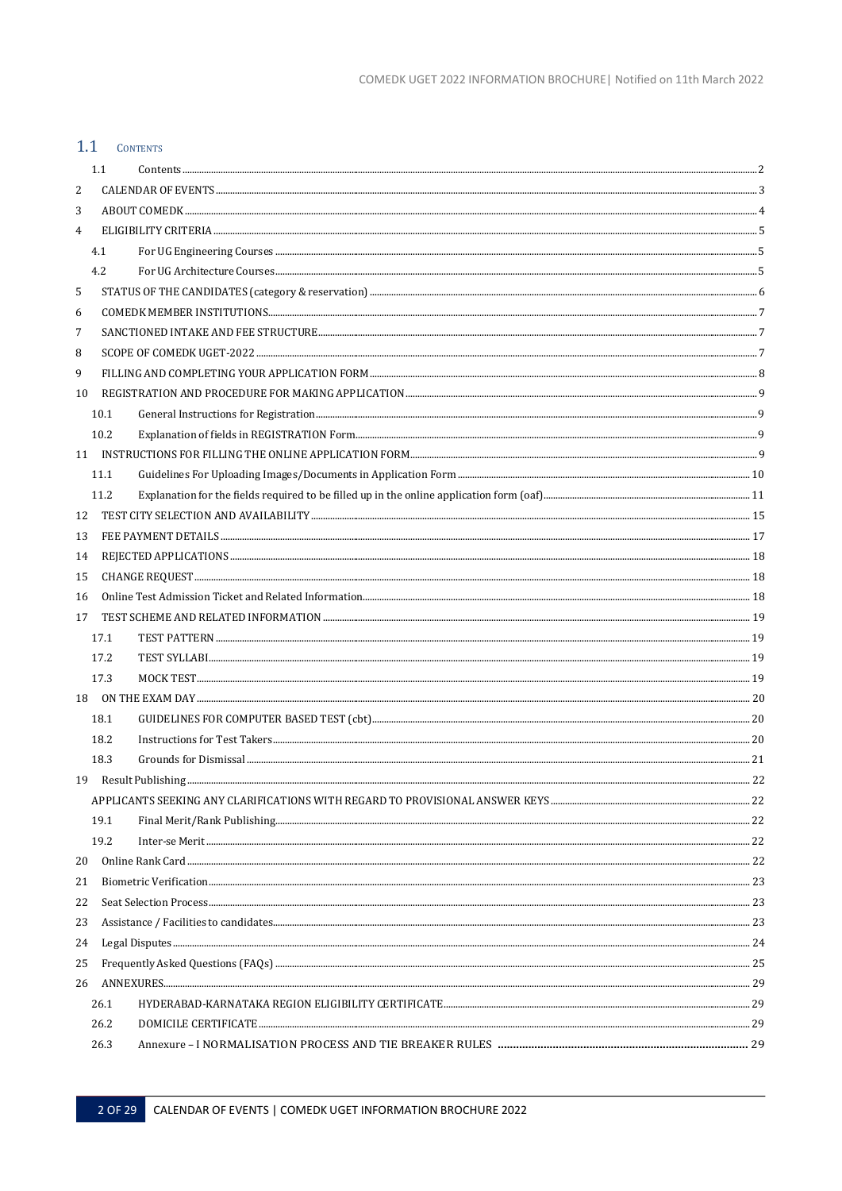## 1.1 CONTENTS

| | | |
|---|---|---|
| 1.1 | Contents | 2 |
| 2 | CALENDAR OF EVENTS | 3 |
| 3 | ABOUT COMEDK | 4 |
| 4 | ELIGIBILITY CRITERIA | 5 |
| 4.1 | For UG Engineering Courses | 5 |
| 4.2 | For UG Architecture Courses | 5 |
| 5 | STATUS OF THE CANDIDATES (category & reservation) | 6 |
| 6 | COMEDK MEMBER INSTITUTIONS | 7 |
| 7 | SANCTIONED INTAKE AND FEE STRUCTURE | 7 |
| 8 | SCOPE OF COMEDK UGET-2022 | 7 |
| 9 | FILLING AND COMPLETING YOUR APPLICATION FORM | 8 |
| 10 | REGISTRATION AND PROCEDURE FOR MAKING APPLICATION | 9 |
| 10.1 | General Instructions for Registration | 9 |
| 10.2 | Explanation of fields in REGISTRATION Form | 9 |
| 11 | INSTRUCTIONS FOR FILLING THE ONLINE APPLICATION FORM | 9 |
| 11.1 | Guidelines For Uploading Images/Documents in Application Form | 10 |
| 11.2 | Explanation for the fields required to be filled up in the online application form (oaf) | 11 |
| 12 | TEST CITY SELECTION AND AVAILABILITY | 15 |
| 13 | FEE PAYMENT DETAILS | 17 |
| 14 | REJECTED APPLICATIONS | 18 |
| 15 | CHANGE REQUEST | 18 |
| 16 | Online Test Admission Ticket and Related Information | 18 |
| 17 | TEST SCHEME AND RELATED INFORMATION | 19 |
| 17.1 | TEST PATTERN | 19 |
| 17.2 | TEST SYLLABI | 19 |
| 17.3 | MOCK TEST | 19 |
| 18 | ON THE EXAM DAY | 20 |
| 18.1 | GUIDELINES FOR COMPUTER BASED TEST (cbt) | 20 |
| 18.2 | Instructions for Test Takers | 20 |
| 18.3 | Grounds for Dismissal | 21 |
| 19 | Result Publishing | 22 |
| | APPLICANTS SEEKING ANY CLARIFICATIONS WITH REGARD TO PROVISIONAL ANSWER KEYS | 22 |
| 19.1 | Final Merit/Rank Publishing | 22 |
| 19.2 | Inter-se Merit | 22 |
| 20 | Online Rank Card | 22 |
| 21 | Biometric Verification | 23 |
| 22 | Seat Selection Process | 23 |
| 23 | Assistance / Facilities to candidates | 23 |
| 24 | Legal Disputes | 24 |
| 25 | Frequently Asked Questions (FAQs) | 25 |
| 26 | ANNEXURES | 29 |
| 26.1 | HYDERABAD-KARNATAKA REGION ELIGIBILITY CERTIFICATE | 29 |
| 26.2 | DOMICILE CERTIFICATE | 29 |
| 26.3 | Annexure – I NORMALISATION PROCESS AND TIE BREAKER RULES | 29 |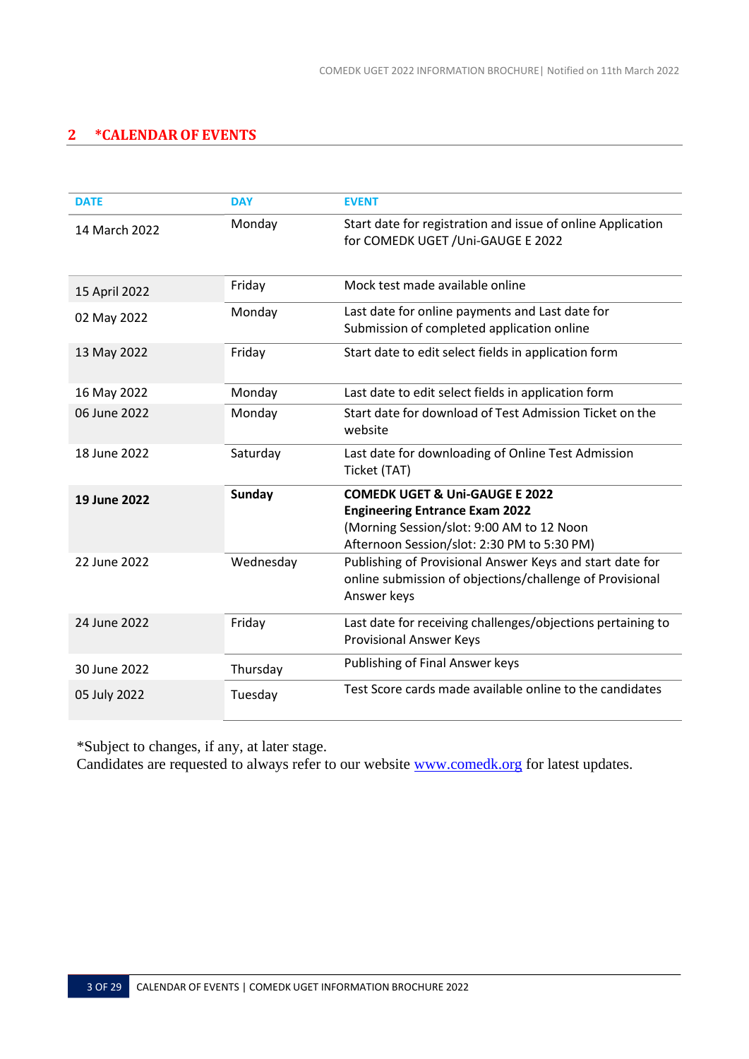## 2 *CALENDAR OF EVENTS

| DATE | DAY | EVENT |
|---|---|---|
| 14 March 2022 | Monday | Start date for registration and issue of online Application for COMEDK UGET /Uni-GAUGE E 2022 |
| 15 April 2022 | Friday | Mock test made available online |
| 02 May 2022 | Monday | Last date for online payments and Last date for Submission of completed application online |
| 13 May 2022 | Friday | Start date to edit select fields in application form |
| 16 May 2022 | Monday | Last date to edit select fields in application form |
| 06 June 2022 | Monday | Start date for download of Test Admission Ticket on the website |
| 18 June 2022 | Saturday | Last date for downloading of Online Test Admission Ticket (TAT) |
| **19 June 2022** | **Sunday** | **COMEDK UGET & Uni-GAUGE E 2022 Engineering Entrance Exam 2022** (Morning Session/slot: 9:00 AM to 12 Noon Afternoon Session/slot: 2:30 PM to 5:30 PM) |
| 22 June 2022 | Wednesday | Publishing of Provisional Answer Keys and start date for online submission of objections/challenge of Provisional Answer keys |
| 24 June 2022 | Friday | Last date for receiving challenges/objections pertaining to Provisional Answer Keys |
| 30 June 2022 | Thursday | Publishing of Final Answer keys |
| 05 July 2022 | Tuesday | Test Score cards made available online to the candidates |

*Subject to changes, if any, at later stage.
Candidates are requested to always refer to our website www.comedk.org for latest updates.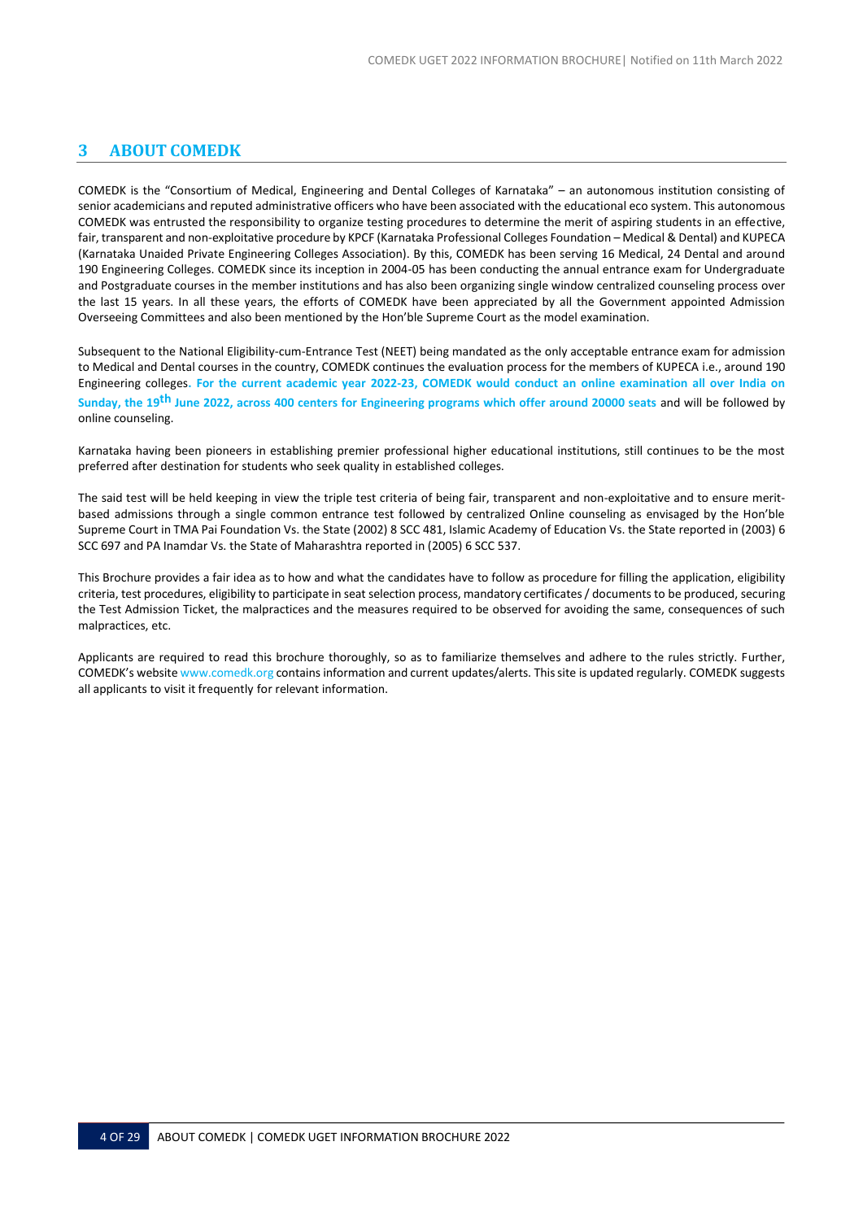## 3 ABOUT COMEDK

COMEDK is the "Consortium of Medical, Engineering and Dental Colleges of Karnataka" – an autonomous institution consisting of senior academicians and reputed administrative officers who have been associated with the educational eco system. This autonomous COMEDK was entrusted the responsibility to organize testing procedures to determine the merit of aspiring students in an effective, fair, transparent and non-exploitative procedure by KPCF (Karnataka Professional Colleges Foundation – Medical & Dental) and KUPECA (Karnataka Unaided Private Engineering Colleges Association). By this, COMEDK has been serving 16 Medical, 24 Dental and around 190 Engineering Colleges. COMEDK since its inception in 2004-05 has been conducting the annual entrance exam for Undergraduate and Postgraduate courses in the member institutions and has also been organizing single window centralized counseling process over the last 15 years. In all these years, the efforts of COMEDK have been appreciated by all the Government appointed Admission Overseeing Committees and also been mentioned by the Hon'ble Supreme Court as the model examination.

Subsequent to the National Eligibility-cum-Entrance Test (NEET) being mandated as the only acceptable entrance exam for admission to Medical and Dental courses in the country, COMEDK continues the evaluation process for the members of KUPECA i.e., around 190 Engineering colleges. **For the current academic year 2022-23, COMEDK would conduct an online examination all over India on Sunday, the 19th June 2022, across 400 centers for Engineering programs which offer around 20000 seats** and will be followed by online counseling.

Karnataka having been pioneers in establishing premier professional higher educational institutions, still continues to be the most preferred after destination for students who seek quality in established colleges.

The said test will be held keeping in view the triple test criteria of being fair, transparent and non-exploitative and to ensure merit-based admissions through a single common entrance test followed by centralized Online counseling as envisaged by the Hon'ble Supreme Court in TMA Pai Foundation Vs. the State (2002) 8 SCC 481, Islamic Academy of Education Vs. the State reported in (2003) 6 SCC 697 and PA Inamdar Vs. the State of Maharashtra reported in (2005) 6 SCC 537.

This Brochure provides a fair idea as to how and what the candidates have to follow as procedure for filling the application, eligibility criteria, test procedures, eligibility to participate in seat selection process, mandatory certificates / documents to be produced, securing the Test Admission Ticket, the malpractices and the measures required to be observed for avoiding the same, consequences of such malpractices, etc.

Applicants are required to read this brochure thoroughly, so as to familiarize themselves and adhere to the rules strictly. Further, COMEDK's website www.comedk.org contains information and current updates/alerts. This site is updated regularly. COMEDK suggests all applicants to visit it frequently for relevant information.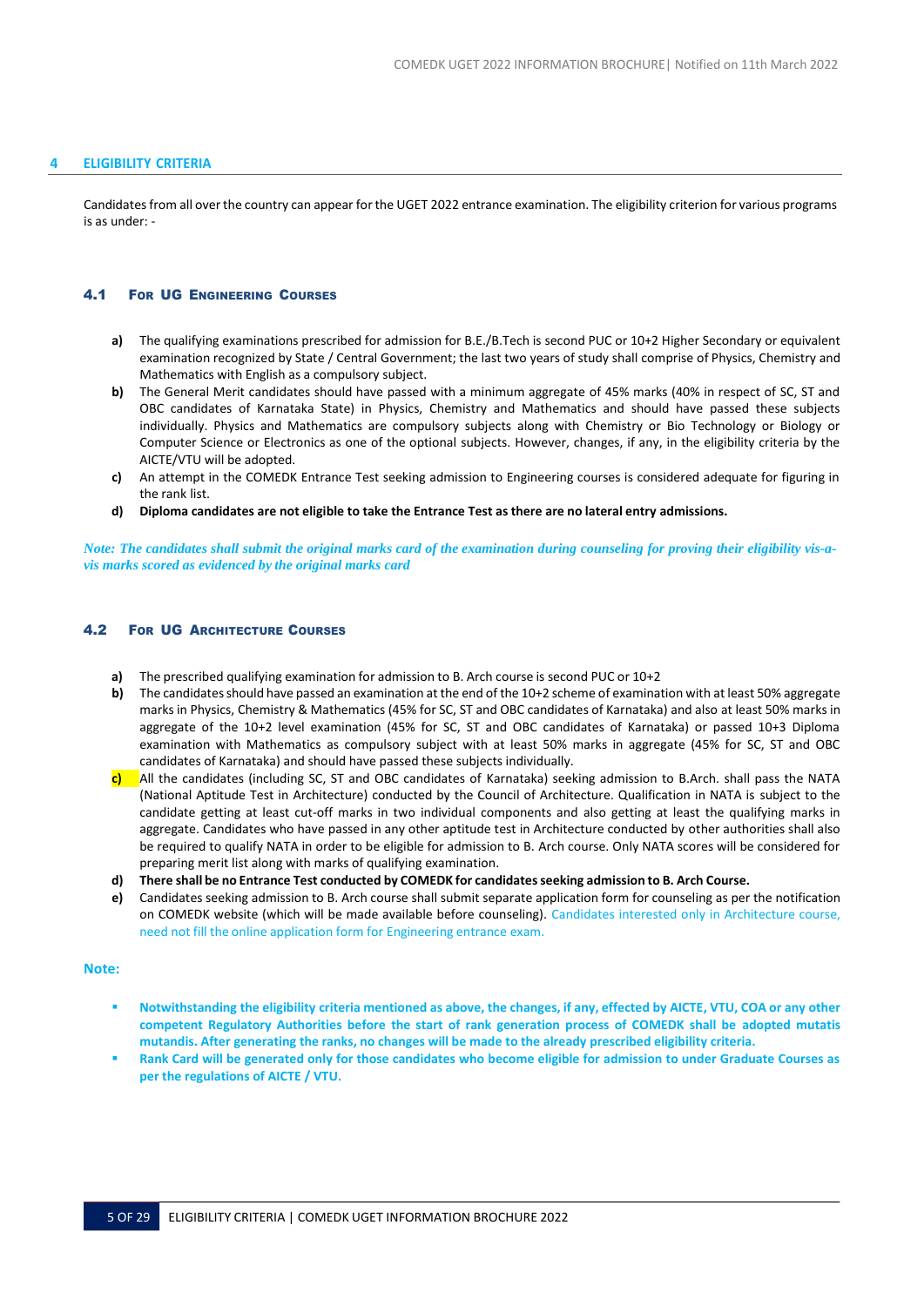## 4 ELIGIBILITY CRITERIA

Candidates from all over the country can appear for the UGET 2022 entrance examination. The eligibility criterion for various programs is as under: -

### 4.1 For UG Engineering Courses

**a)** The qualifying examinations prescribed for admission for B.E./B.Tech is second PUC or 10+2 Higher Secondary or equivalent examination recognized by State / Central Government; the last two years of study shall comprise of Physics, Chemistry and Mathematics with English as a compulsory subject.

**b)** The General Merit candidates should have passed with a minimum aggregate of 45% marks (40% in respect of SC, ST and OBC candidates of Karnataka State) in Physics, Chemistry and Mathematics and should have passed these subjects individually. Physics and Mathematics are compulsory subjects along with Chemistry or Bio Technology or Biology or Computer Science or Electronics as one of the optional subjects. However, changes, if any, in the eligibility criteria by the AICTE/VTU will be adopted.

**c)** An attempt in the COMEDK Entrance Test seeking admission to Engineering courses is considered adequate for figuring in the rank list.

**d)** **Diploma candidates are not eligible to take the Entrance Test as there are no lateral entry admissions.**

***Note: The candidates shall submit the original marks card of the examination during counseling for proving their eligibility vis-a-vis marks scored as evidenced by the original marks card***

### 4.2 For UG Architecture Courses

**a)** The prescribed qualifying examination for admission to B. Arch course is second PUC or 10+2

**b)** The candidates should have passed an examination at the end of the 10+2 scheme of examination with at least 50% aggregate marks in Physics, Chemistry & Mathematics (45% for SC, ST and OBC candidates of Karnataka) and also at least 50% marks in aggregate of the 10+2 level examination (45% for SC, ST and OBC candidates of Karnataka) or passed 10+3 Diploma examination with Mathematics as compulsory subject with at least 50% marks in aggregate (45% for SC, ST and OBC candidates of Karnataka) and should have passed these subjects individually.

**c)** All the candidates (including SC, ST and OBC candidates of Karnataka) seeking admission to B.Arch. shall pass the NATA (National Aptitude Test in Architecture) conducted by the Council of Architecture. Qualification in NATA is subject to the candidate getting at least cut-off marks in two individual components and also getting at least the qualifying marks in aggregate. Candidates who have passed in any other aptitude test in Architecture conducted by other authorities shall also be required to qualify NATA in order to be eligible for admission to B. Arch course. Only NATA scores will be considered for preparing merit list along with marks of qualifying examination.

**d)** **There shall be no Entrance Test conducted by COMEDK for candidates seeking admission to B. Arch Course.**

**e)** Candidates seeking admission to B. Arch course shall submit separate application form for counseling as per the notification on COMEDK website (which will be made available before counseling). Candidates interested only in Architecture course, need not fill the online application form for Engineering entrance exam.

**Note:**

- **Notwithstanding the eligibility criteria mentioned as above, the changes, if any, effected by AICTE, VTU, COA or any other competent Regulatory Authorities before the start of rank generation process of COMEDK shall be adopted mutatis mutandis. After generating the ranks, no changes will be made to the already prescribed eligibility criteria.**
- **Rank Card will be generated only for those candidates who become eligible for admission to under Graduate Courses as per the regulations of AICTE / VTU.**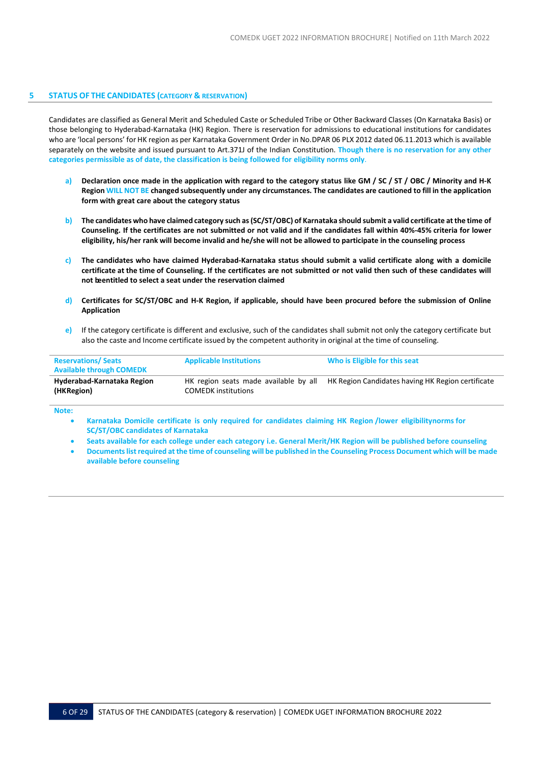## 5 STATUS OF THE CANDIDATES (CATEGORY & RESERVATION)

Candidates are classified as General Merit and Scheduled Caste or Scheduled Tribe or Other Backward Classes (On Karnataka Basis) or those belonging to Hyderabad-Karnataka (HK) Region. There is reservation for admissions to educational institutions for candidates who are 'local persons' for HK region as per Karnataka Government Order in No.DPAR 06 PLX 2012 dated 06.11.2013 which is available separately on the website and issued pursuant to Art.371J of the Indian Constitution. **Though there is no reservation for any other categories permissible as of date, the classification is being followed for eligibility norms only**.

a) **Declaration once made in the application with regard to the category status like GM / SC / ST / OBC / Minority and H-K Region WILL NOT BE changed subsequently under any circumstances. The candidates are cautioned to fill in the application form with great care about the category status**

b) **The candidates who have claimed category such as (SC/ST/OBC) of Karnataka should submit a valid certificate at the time of Counseling. If the certificates are not submitted or not valid and if the candidates fall within 40%-45% criteria for lower eligibility, his/her rank will become invalid and he/she will not be allowed to participate in the counseling process**

c) **The candidates who have claimed Hyderabad-Karnataka status should submit a valid certificate along with a domicile certificate at the time of Counseling. If the certificates are not submitted or not valid then such of these candidates will not beentitled to select a seat under the reservation claimed**

d) **Certificates for SC/ST/OBC and H-K Region, if applicable, should have been procured before the submission of Online Application**

e) If the category certificate is different and exclusive, such of the candidates shall submit not only the category certificate but also the caste and Income certificate issued by the competent authority in original at the time of counseling.

| Reservations/ Seats Available through COMEDK | Applicable Institutions | Who is Eligible for this seat |
|---|---|---|
| **Hyderabad-Karnataka Region (HKRegion)** | HK region seats made available by all COMEDK institutions | HK Region Candidates having HK Region certificate |

**Note:**

- **Karnataka Domicile certificate is only required for candidates claiming HK Region /lower eligibilitynorms for SC/ST/OBC candidates of Karnataka**
- **Seats available for each college under each category i.e. General Merit/HK Region will be published before counseling**
- **Documents list required at the time of counseling will be published in the Counseling Process Document which will be made available before counseling**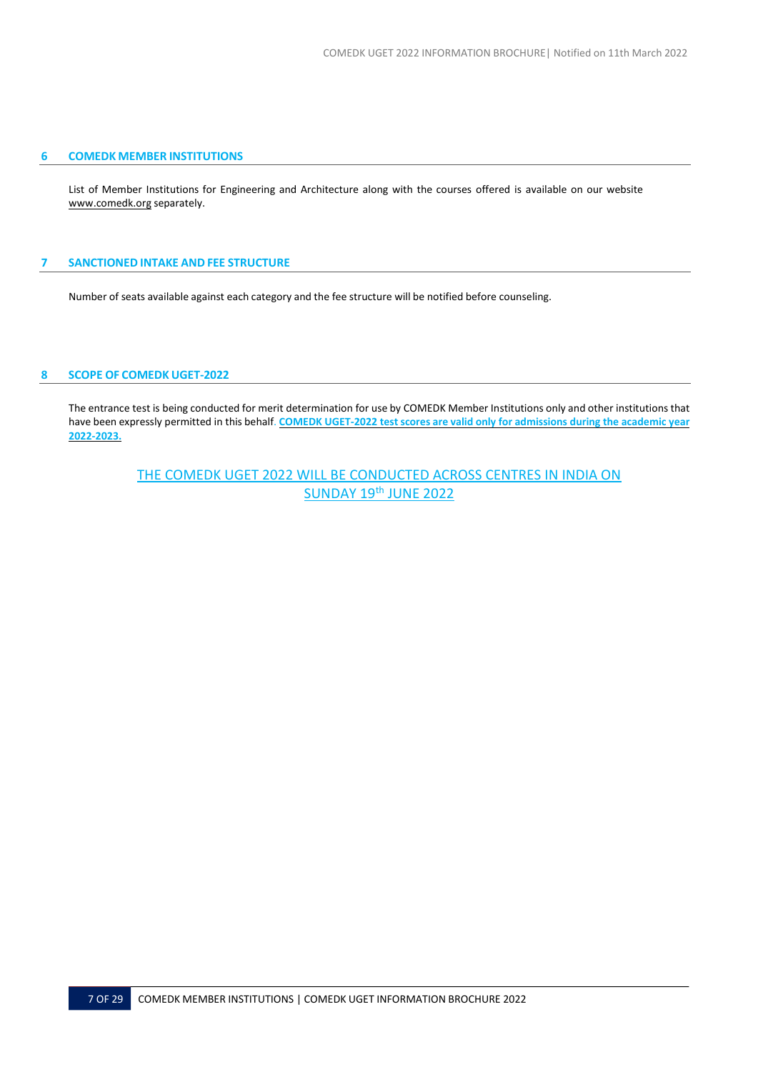## 6 COMEDK MEMBER INSTITUTIONS

List of Member Institutions for Engineering and Architecture along with the courses offered is available on our website www.comedk.org separately.

## 7 SANCTIONED INTAKE AND FEE STRUCTURE

Number of seats available against each category and the fee structure will be notified before counseling.

## 8 SCOPE OF COMEDK UGET-2022

The entrance test is being conducted for merit determination for use by COMEDK Member Institutions only and other institutions that have been expressly permitted in this behalf. **COMEDK UGET-2022 test scores are valid only for admissions during the academic year 2022-2023.**

THE COMEDK UGET 2022 WILL BE CONDUCTED ACROSS CENTRES IN INDIA ON SUNDAY 19th JUNE 2022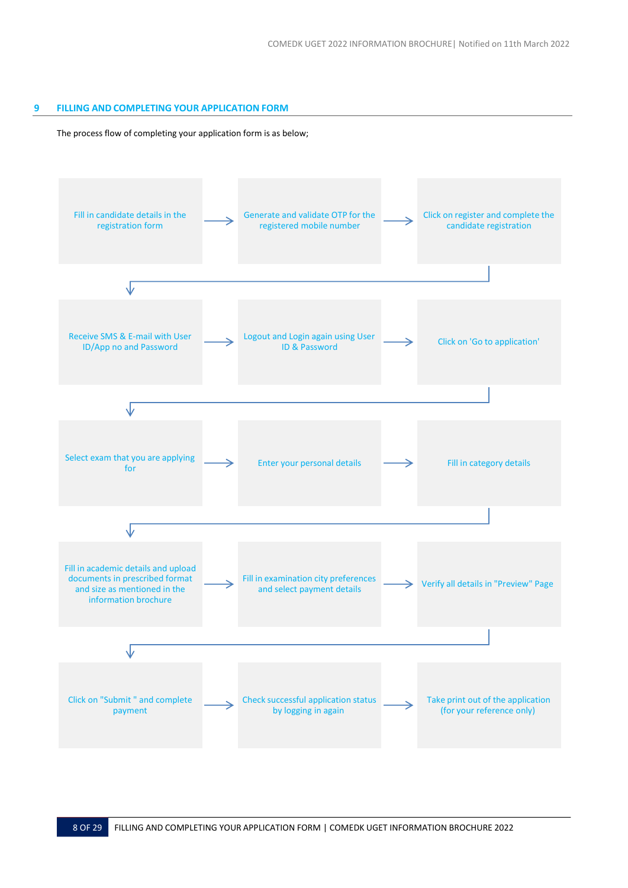## 9 FILLING AND COMPLETING YOUR APPLICATION FORM

The process flow of completing your application form is as below;

1. Fill in candidate details in the registration form
2. Generate and validate OTP for the registered mobile number
3. Click on register and complete the candidate registration
4. Receive SMS & E-mail with User ID/App no and Password
5. Logout and Login again using User ID & Password
6. Click on 'Go to application'
7. Select exam that you are applying for
8. Enter your personal details
9. Fill in category details
10. Fill in academic details and upload documents in prescribed format and size as mentioned in the information brochure
11. Fill in examination city preferences and select payment details
12. Verify all details in "Preview" Page
13. Click on "Submit " and complete payment
14. Check successful application status by logging in again
15. Take print out of the application (for your reference only)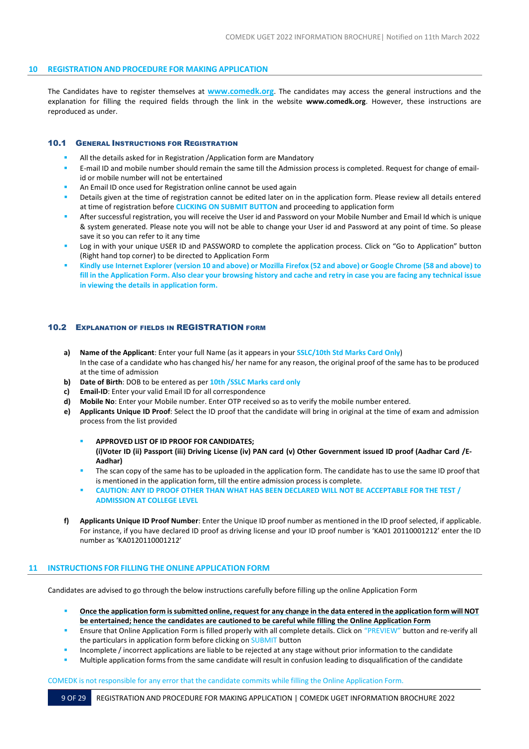## 10 REGISTRATION AND PROCEDURE FOR MAKING APPLICATION

The Candidates have to register themselves at **www.comedk.org**. The candidates may access the general instructions and the explanation for filling the required fields through the link in the website **www.comedk.org**. However, these instructions are reproduced as under.

### 10.1 General Instructions for Registration

- All the details asked for in Registration /Application form are Mandatory
- E-mail ID and mobile number should remain the same till the Admission process is completed. Request for change of email-id or mobile number will not be entertained
- An Email ID once used for Registration online cannot be used again
- Details given at the time of registration cannot be edited later on in the application form. Please review all details entered at time of registration before **CLICKING ON SUBMIT BUTTON** and proceeding to application form
- After successful registration, you will receive the User id and Password on your Mobile Number and Email Id which is unique & system generated. Please note you will not be able to change your User id and Password at any point of time. So please save it so you can refer to it any time
- Log in with your unique USER ID and PASSWORD to complete the application process. Click on "Go to Application" button (Right hand top corner) to be directed to Application Form
- **Kindly use Internet Explorer (version 10 and above) or Mozilla Firefox (52 and above) or Google Chrome (58 and above) to fill in the Application Form. Also clear your browsing history and cache and retry in case you are facing any technical issue in viewing the details in application form.**

### 10.2 Explanation of fields in REGISTRATION form

**a) Name of the Applicant**: Enter your full Name (as it appears in your **SSLC/10th Std Marks Card Only**)
In the case of a candidate who has changed his/ her name for any reason, the original proof of the same has to be produced at the time of admission

**b) Date of Birth**: DOB to be entered as per **10th /SSLC Marks card only**

**c) Email-ID**: Enter your valid Email ID for all correspondence

**d) Mobile No**: Enter your Mobile number. Enter OTP received so as to verify the mobile number entered.

**e) Applicants Unique ID Proof**: Select the ID proof that the candidate will bring in original at the time of exam and admission process from the list provided

- **APPROVED LIST OF ID PROOF FOR CANDIDATES;**
  **(i)Voter ID (ii) Passport (iii) Driving License (iv) PAN card (v) Other Government issued ID proof (Aadhar Card /E-Aadhar)**
- The scan copy of the same has to be uploaded in the application form. The candidate has to use the same ID proof that is mentioned in the application form, till the entire admission process is complete.
- **CAUTION: ANY ID PROOF OTHER THAN WHAT HAS BEEN DECLARED WILL NOT BE ACCEPTABLE FOR THE TEST / ADMISSION AT COLLEGE LEVEL**

**f) Applicants Unique ID Proof Number**: Enter the Unique ID proof number as mentioned in the ID proof selected, if applicable. For instance, if you have declared ID proof as driving license and your ID proof number is 'KA01 20110001212' enter the ID number as 'KA0120110001212'

## 11 INSTRUCTIONS FOR FILLING THE ONLINE APPLICATION FORM

Candidates are advised to go through the below instructions carefully before filling up the online Application Form

- **Once the application form is submitted online, request for any change in the data entered in the application form will NOT be entertained; hence the candidates are cautioned to be careful while filling the Online Application Form**
- Ensure that Online Application Form is filled properly with all complete details. Click on "PREVIEW" button and re-verify all the particulars in application form before clicking on SUBMIT button
- Incomplete / incorrect applications are liable to be rejected at any stage without prior information to the candidate
- Multiple application forms from the same candidate will result in confusion leading to disqualification of the candidate

COMEDK is not responsible for any error that the candidate commits while filling the Online Application Form.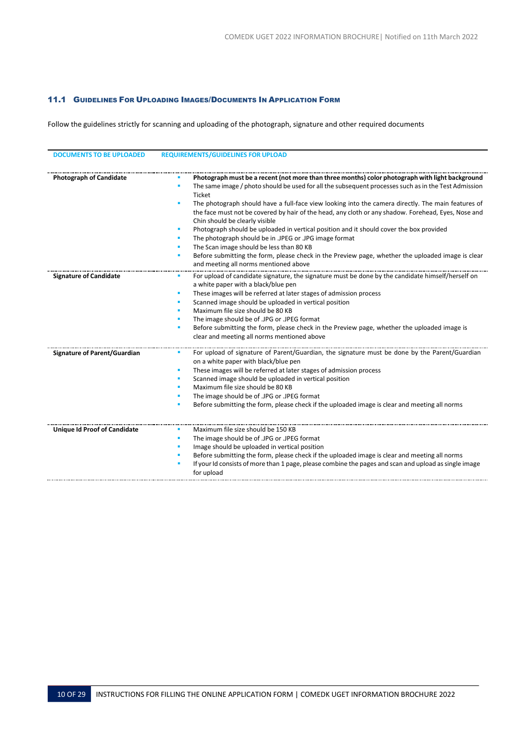### 11.1 Guidelines For Uploading Images/Documents In Application Form

Follow the guidelines strictly for scanning and uploading of the photograph, signature and other required documents

| DOCUMENTS TO BE UPLOADED | REQUIREMENTS/GUIDELINES FOR UPLOAD |
|---|---|
| **Photograph of Candidate** | ▪ **Photograph must be a recent (not more than three months) color photograph with light background**<br>▪ The same image / photo should be used for all the subsequent processes such as in the Test Admission Ticket<br>▪ The photograph should have a full-face view looking into the camera directly. The main features of the face must not be covered by hair of the head, any cloth or any shadow. Forehead, Eyes, Nose and Chin should be clearly visible<br>▪ Photograph should be uploaded in vertical position and it should cover the box provided<br>▪ The photograph should be in .JPEG or .JPG image format<br>▪ The Scan image should be less than 80 KB<br>▪ Before submitting the form, please check in the Preview page, whether the uploaded image is clear and meeting all norms mentioned above |
| **Signature of Candidate** | ▪ For upload of candidate signature, the signature must be done by the candidate himself/herself on a white paper with a black/blue pen<br>▪ These images will be referred at later stages of admission process<br>▪ Scanned image should be uploaded in vertical position<br>▪ Maximum file size should be 80 KB<br>▪ The image should be of .JPG or .JPEG format<br>▪ Before submitting the form, please check in the Preview page, whether the uploaded image is clear and meeting all norms mentioned above |
| **Signature of Parent/Guardian** | ▪ For upload of signature of Parent/Guardian, the signature must be done by the Parent/Guardian on a white paper with black/blue pen<br>▪ These images will be referred at later stages of admission process<br>▪ Scanned image should be uploaded in vertical position<br>▪ Maximum file size should be 80 KB<br>▪ The image should be of .JPG or .JPEG format<br>▪ Before submitting the form, please check if the uploaded image is clear and meeting all norms |
| **Unique Id Proof of Candidate** | ▪ Maximum file size should be 150 KB<br>▪ The image should be of .JPG or .JPEG format<br>▪ Image should be uploaded in vertical position<br>▪ Before submitting the form, please check if the uploaded image is clear and meeting all norms<br>▪ If your Id consists of more than 1 page, please combine the pages and scan and upload as single image for upload |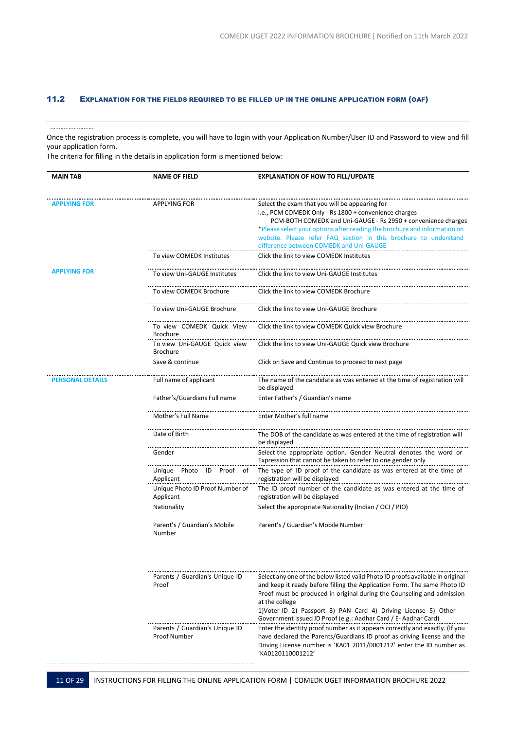### 11.2 EXPLANATION FOR THE FIELDS REQUIRED TO BE FILLED UP IN THE ONLINE APPLICATION FORM (OAF)

Once the registration process is complete, you will have to login with your Application Number/User ID and Password to view and fill your application form.
The criteria for filling in the details in application form is mentioned below:

| MAIN TAB | NAME OF FIELD | EXPLANATION OF HOW TO FILL/UPDATE |
|---|---|---|
| APPLYING FOR | APPLYING FOR | Select the exam that you will be appearing for i.e., PCM COMEDK Only - Rs 1800 + convenience charges PCM-BOTH COMEDK and Uni-GAUGE - Rs 2950 + convenience charges *Please select your options after reading the brochure and information on website. Please refer FAQ section in this brochure to understand difference between COMEDK and Uni-GAUGE |
| | To view COMEDK Institutes | Click the link to view COMEDK Institutes |
| APPLYING FOR | To view Uni-GAUGE Institutes | Click the link to view Uni-GAUGE Institutes |
| | To view COMEDK Brochure | Click the link to view COMEDK Brochure |
| | To view Uni-GAUGE Brochure | Click the link to view Uni-GAUGE Brochure |
| | To view COMEDK Quick View Brochure | Click the link to view COMEDK Quick view Brochure |
| | To view Uni-GAUGE Quick view Brochure | Click the link to view Uni-GAUGE Quick view Brochure |
| | Save & continue | Click on Save and Continue to proceed to next page |
| PERSONAL DETAILS | Full name of applicant | The name of the candidate as was entered at the time of registration will be displayed |
| | Father's/Guardians Full name | Enter Father's / Guardian's name |
| | Mother's Full Name | Enter Mother's full name |
| | Date of Birth | The DOB of the candidate as was entered at the time of registration will be displayed |
| | Gender | Select the appropriate option. Gender Neutral denotes the word or Expression that cannot be taken to refer to one gender only |
| | Unique Photo ID Proof of Applicant | The type of ID proof of the candidate as was entered at the time of registration will be displayed |
| | Unique Photo ID Proof Number of Applicant | The ID proof number of the candidate as was entered at the time of registration will be displayed |
| | Nationality | Select the appropriate Nationality (Indian / OCI / PIO) |
| | Parent's / Guardian's Mobile Number | Parent's / Guardian's Mobile Number |
| | Parents / Guardian's Unique ID Proof | Select any one of the below listed valid Photo ID proofs available in original and keep it ready before filling the Application Form. The same Photo ID Proof must be produced in original during the Counseling and admission at the college 1)Voter ID 2) Passport 3) PAN Card 4) Driving License 5) Other Government issued ID Proof (e.g.: Aadhar Card / E- Aadhar Card) |
| | Parents / Guardian's Unique ID Proof Number | Enter the identity proof number as it appears correctly and exactly. (If you have declared the Parents/Guardians ID proof as driving license and the Driving License number is 'KA01 2011/0001212' enter the ID number as 'KA0120110001212' |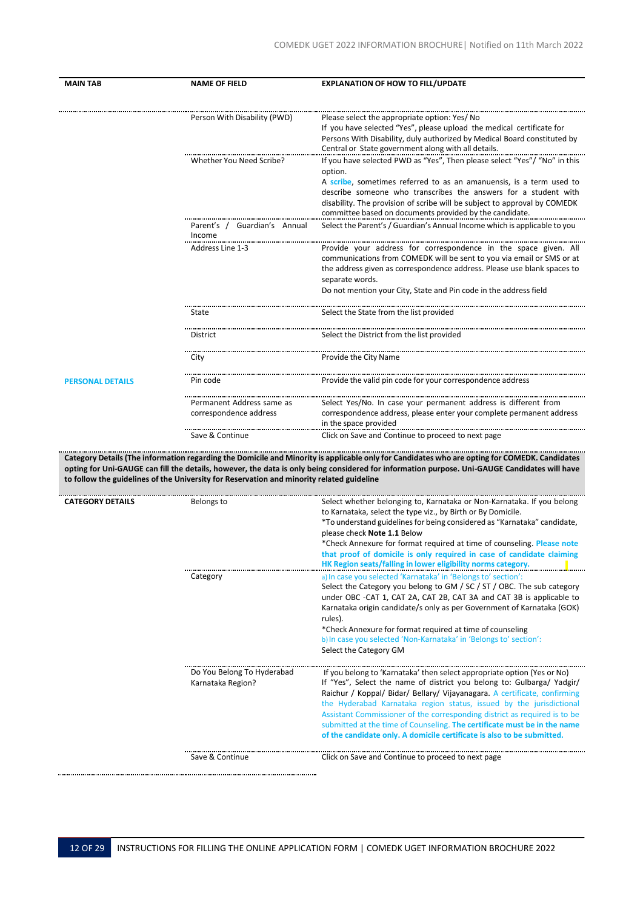| MAIN TAB | NAME OF FIELD | EXPLANATION OF HOW TO FILL/UPDATE |
|---|---|---|
| | Person With Disability (PWD) | Please select the appropriate option: Yes/ No<br>If you have selected "Yes", please upload the medical certificate for Persons With Disability, duly authorized by Medical Board constituted by Central or State government along with all details. |
| | Whether You Need Scribe? | If you have selected PWD as "Yes", Then please select "Yes"/ "No" in this option.<br>A **scribe**, sometimes referred to as an amanuensis, is a term used to describe someone who transcribes the answers for a student with disability. The provision of scribe will be subject to approval by COMEDK committee based on documents provided by the candidate. |
| | Parent's / Guardian's Annual Income | Select the Parent's / Guardian's Annual Income which is applicable to you |
| | Address Line 1-3 | Provide your address for correspondence in the space given. All communications from COMEDK will be sent to you via email or SMS or at the address given as correspondence address. Please use blank spaces to separate words.<br>Do not mention your City, State and Pin code in the address field |
| | State | Select the State from the list provided |
| | District | Select the District from the list provided |
| | City | Provide the City Name |
| **PERSONAL DETAILS** | Pin code | Provide the valid pin code for your correspondence address |
| | Permanent Address same as correspondence address | Select Yes/No. In case your permanent address is different from correspondence address, please enter your complete permanent address in the space provided |
| | Save & Continue | Click on Save and Continue to proceed to next page |

**Category Details (The information regarding the Domicile and Minority is applicable only for Candidates who are opting for COMEDK. Candidates opting for Uni-GAUGE can fill the details, however, the data is only being considered for information purpose. Uni-GAUGE Candidates will have to follow the guidelines of the University for Reservation and minority related guideline**

| MAIN TAB | NAME OF FIELD | EXPLANATION OF HOW TO FILL/UPDATE |
|---|---|---|
| **CATEGORY DETAILS** | Belongs to | Select whether belonging to, Karnataka or Non-Karnataka. If you belong to Karnataka, select the type viz., by Birth or By Domicile.<br>*To understand guidelines for being considered as "Karnataka" candidate, please check **Note 1.1** Below<br>*Check Annexure for format required at time of counseling. **Please note that proof of domicile is only required in case of candidate claiming HK Region seats/falling in lower eligibility norms category.** |
| | Category | a) In case you selected 'Karnataka' in 'Belongs to' section':<br>Select the Category you belong to GM / SC / ST / OBC. The sub category under OBC -CAT 1, CAT 2A, CAT 2B, CAT 3A and CAT 3B is applicable to Karnataka origin candidate/s only as per Government of Karnataka (GOK) rules).<br>*Check Annexure for format required at time of counseling<br>b) In case you selected 'Non-Karnataka' in 'Belongs to' section':<br>Select the Category GM |
| | Do You Belong To Hyderabad Karnataka Region? | If you belong to 'Karnataka' then select appropriate option (Yes or No)<br>If "Yes", Select the name of district you belong to: Gulbarga/ Yadgir/ Raichur / Koppal/ Bidar/ Bellary/ Vijayanagara. A certificate, confirming the Hyderabad Karnataka region status, issued by the jurisdictional Assistant Commissioner of the corresponding district as required is to be submitted at the time of Counseling. **The certificate must be in the name of the candidate only. A domicile certificate is also to be submitted.** |
| | Save & Continue | Click on Save and Continue to proceed to next page |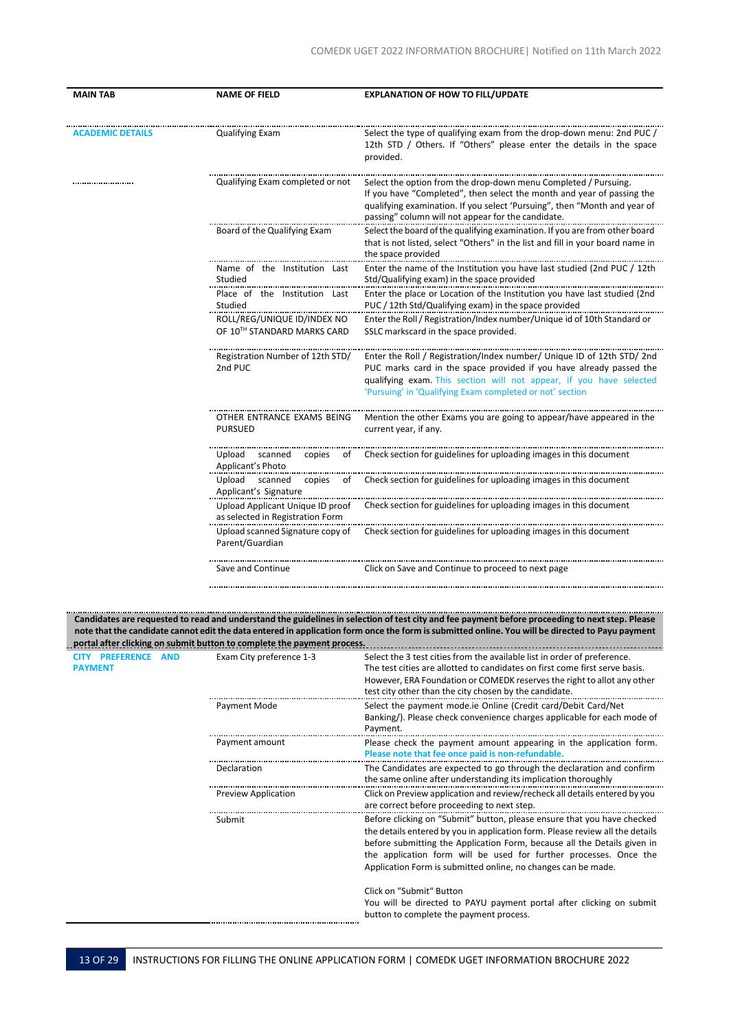| MAIN TAB | NAME OF FIELD | EXPLANATION OF HOW TO FILL/UPDATE |
|---|---|---|
| ACADEMIC DETAILS | Qualifying Exam | Select the type of qualifying exam from the drop-down menu: 2nd PUC / 12th STD / Others. If "Others" please enter the details in the space provided. |
| | Qualifying Exam completed or not | Select the option from the drop-down menu Completed / Pursuing. If you have "Completed", then select the month and year of passing the qualifying examination. If you select 'Pursuing", then "Month and year of passing" column will not appear for the candidate. |
| | Board of the Qualifying Exam | Select the board of the qualifying examination. If you are from other board that is not listed, select "Others" in the list and fill in your board name in the space provided |
| | Name of the Institution Last Studied | Enter the name of the Institution you have last studied (2nd PUC / 12th Std/Qualifying exam) in the space provided |
| | Place of the Institution Last Studied | Enter the place or Location of the Institution you have last studied (2nd PUC / 12th Std/Qualifying exam) in the space provided |
| | ROLL/REG/UNIQUE ID/INDEX NO OF 10TH STANDARD MARKS CARD | Enter the Roll / Registration/Index number/Unique id of 10th Standard or SSLC markscard in the space provided. |
| | Registration Number of 12th STD/ 2nd PUC | Enter the Roll / Registration/Index number/ Unique ID of 12th STD/ 2nd PUC marks card in the space provided if you have already passed the qualifying exam. This section will not appear, if you have selected 'Pursuing' in 'Qualifying Exam completed or not' section |
| | OTHER ENTRANCE EXAMS BEING PURSUED | Mention the other Exams you are going to appear/have appeared in the current year, if any. |
| | Upload scanned copies of Applicant's Photo | Check section for guidelines for uploading images in this document |
| | Upload scanned copies of Applicant's Signature | Check section for guidelines for uploading images in this document |
| | Upload Applicant Unique ID proof as selected in Registration Form | Check section for guidelines for uploading images in this document |
| | Upload scanned Signature copy of Parent/Guardian | Check section for guidelines for uploading images in this document |
| | Save and Continue | Click on Save and Continue to proceed to next page |

**Candidates are requested to read and understand the guidelines in selection of test city and fee payment before proceeding to next step. Please note that the candidate cannot edit the data entered in application form once the form is submitted online. You will be directed to Payu payment portal after clicking on submit button to complete the payment process.**

| MAIN TAB | NAME OF FIELD | EXPLANATION OF HOW TO FILL/UPDATE |
|---|---|---|
| CITY PREFERENCE AND PAYMENT | Exam City preference 1-3 | Select the 3 test cities from the available list in order of preference. The test cities are allotted to candidates on first come first serve basis. However, ERA Foundation or COMEDK reserves the right to allot any other test city other than the city chosen by the candidate. |
| | Payment Mode | Select the payment mode.ie Online (Credit card/Debit Card/Net Banking/). Please check convenience charges applicable for each mode of Payment. |
| | Payment amount | Please check the payment amount appearing in the application form. **Please note that fee once paid is non-refundable.** |
| | Declaration | The Candidates are expected to go through the declaration and confirm the same online after understanding its implication thoroughly |
| | Preview Application | Click on Preview application and review/recheck all details entered by you are correct before proceeding to next step. |
| | Submit | Before clicking on "Submit" button, please ensure that you have checked the details entered by you in application form. Please review all the details before submitting the Application Form, because all the Details given in the application form will be used for further processes. Once the Application Form is submitted online, no changes can be made.<br><br>Click on "Submit" Button<br>You will be directed to PAYU payment portal after clicking on submit button to complete the payment process. |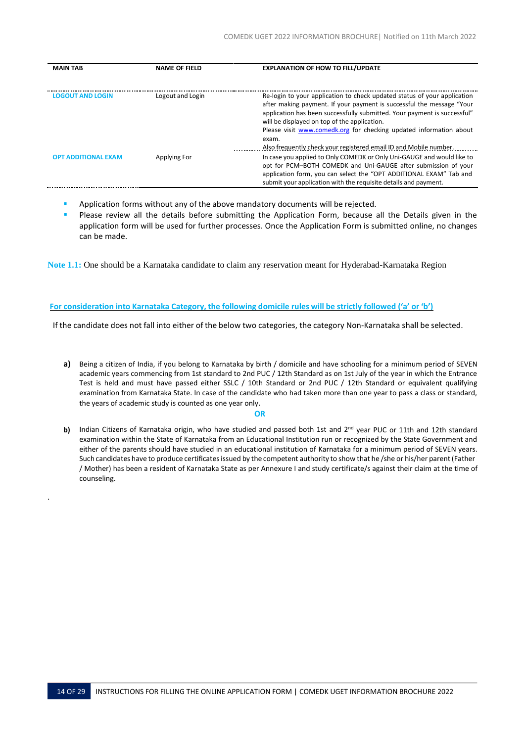| MAIN TAB | NAME OF FIELD | EXPLANATION OF HOW TO FILL/UPDATE |
|---|---|---|
| LOGOUT AND LOGIN | Logout and Login | Re-login to your application to check updated status of your application after making payment. If your payment is successful the message "Your application has been successfully submitted. Your payment is successful" will be displayed on top of the application. Please visit www.comedk.org for checking updated information about exam. Also frequently check your registered email ID and Mobile number. |
| OPT ADDITIONAL EXAM | Applying For | In case you applied to Only COMEDK or Only Uni-GAUGE and would like to opt for PCM–BOTH COMEDK and Uni-GAUGE after submission of your application form, you can select the "OPT ADDITIONAL EXAM" Tab and submit your application with the requisite details and payment. |

- Application forms without any of the above mandatory documents will be rejected.
- Please review all the details before submitting the Application Form, because all the Details given in the application form will be used for further processes. Once the Application Form is submitted online, no changes can be made.

**Note 1.1:** One should be a Karnataka candidate to claim any reservation meant for Hyderabad-Karnataka Region

**For consideration into Karnataka Category, the following domicile rules will be strictly followed ('a' or 'b')**

If the candidate does not fall into either of the below two categories, the category Non-Karnataka shall be selected.

**a)** Being a citizen of India, if you belong to Karnataka by birth / domicile and have schooling for a minimum period of SEVEN academic years commencing from 1st standard to 2nd PUC / 12th Standard as on 1st July of the year in which the Entrance Test is held and must have passed either SSLC / 10th Standard or 2nd PUC / 12th Standard or equivalent qualifying examination from Karnataka State. In case of the candidate who had taken more than one year to pass a class or standard, the years of academic study is counted as one year only.

**OR**

**b)** Indian Citizens of Karnataka origin, who have studied and passed both 1st and 2nd year PUC or 11th and 12th standard examination within the State of Karnataka from an Educational Institution run or recognized by the State Government and either of the parents should have studied in an educational institution of Karnataka for a minimum period of SEVEN years. Such candidates have to produce certificates issued by the competent authority to show that he /she or his/her parent (Father / Mother) has been a resident of Karnataka State as per Annexure I and study certificate/s against their claim at the time of counseling.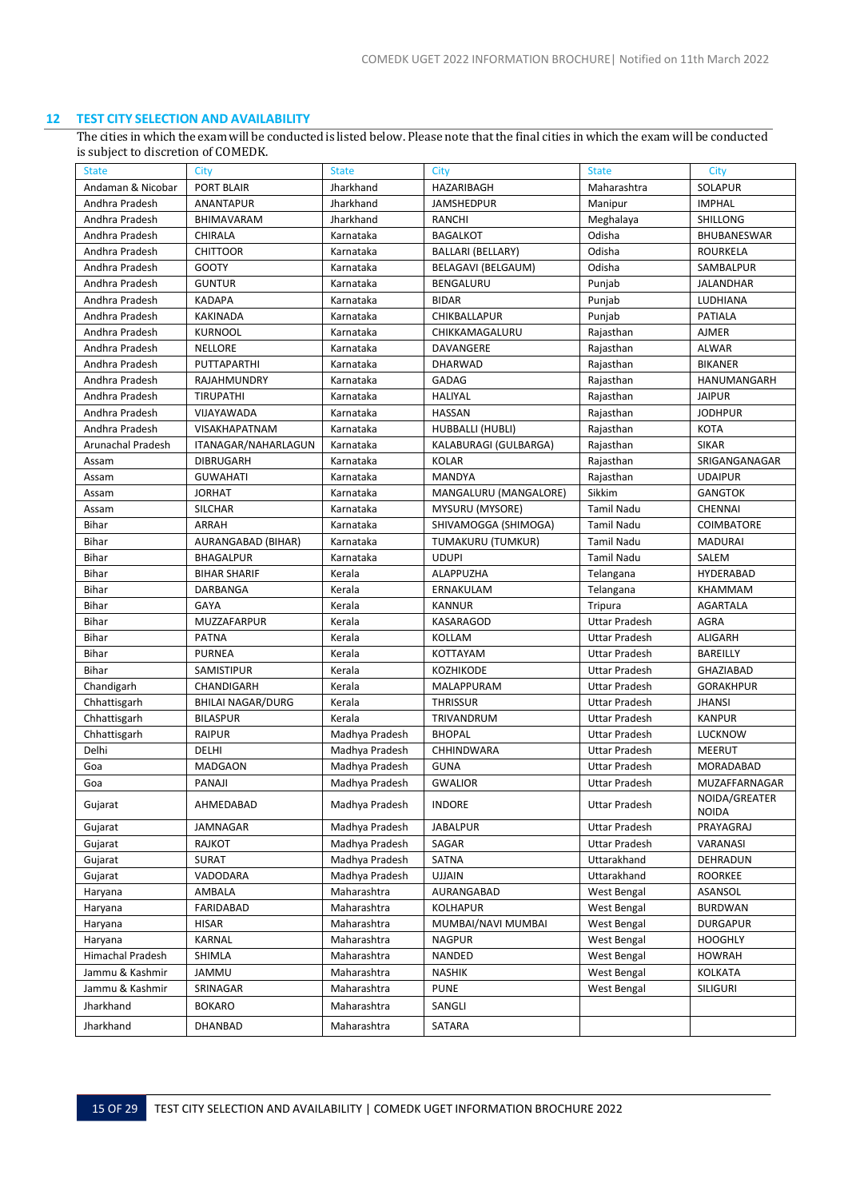## 12 TEST CITY SELECTION AND AVAILABILITY

The cities in which the exam will be conducted is listed below. Please note that the final cities in which the exam will be conducted is subject to discretion of COMEDK.

| State | City | State | City | State | City |
|---|---|---|---|---|---|
| Andaman & Nicobar | PORT BLAIR | Jharkhand | HAZARIBAGH | Maharashtra | SOLAPUR |
| Andhra Pradesh | ANANTPUR | Jharkhand | JAMSHEDPUR | Manipur | IMPHAL |
| Andhra Pradesh | BHIMAVARAM | Jharkhand | RANCHI | Meghalaya | SHILLONG |
| Andhra Pradesh | CHIRALA | Karnataka | BAGALKOT | Odisha | BHUBANESWAR |
| Andhra Pradesh | CHITTOOR | Karnataka | BALLARI (BELLARY) | Odisha | ROURKELA |
| Andhra Pradesh | GOOTY | Karnataka | BELAGAVI (BELGAUM) | Odisha | SAMBALPUR |
| Andhra Pradesh | GUNTUR | Karnataka | BENGALURU | Punjab | JALANDHAR |
| Andhra Pradesh | KADAPA | Karnataka | BIDAR | Punjab | LUDHIANA |
| Andhra Pradesh | KAKINADA | Karnataka | CHIKBALLAPUR | Punjab | PATIALA |
| Andhra Pradesh | KURNOOL | Karnataka | CHIKKAMAGALURU | Rajasthan | AJMER |
| Andhra Pradesh | NELLORE | Karnataka | DAVANGERE | Rajasthan | ALWAR |
| Andhra Pradesh | PUTTAPARTHI | Karnataka | DHARWAD | Rajasthan | BIKANER |
| Andhra Pradesh | RAJAHMUNDRY | Karnataka | GADAG | Rajasthan | HANUMANGARH |
| Andhra Pradesh | TIRUPATHI | Karnataka | HALIYAL | Rajasthan | JAIPUR |
| Andhra Pradesh | VIJAYAWADA | Karnataka | HASSAN | Rajasthan | JODHPUR |
| Andhra Pradesh | VISAKHAPATNAM | Karnataka | HUBBALLI (HUBLI) | Rajasthan | KOTA |
| Arunachal Pradesh | ITANAGAR/NAHARLAGUN | Karnataka | KALABURAGI (GULBARGA) | Rajasthan | SIKAR |
| Assam | DIBRUGARH | Karnataka | KOLAR | Rajasthan | SRIGANGANAGAR |
| Assam | GUWAHATI | Karnataka | MANDYA | Rajasthan | UDAIPUR |
| Assam | JORHAT | Karnataka | MANGALURU (MANGALORE) | Sikkim | GANGTOK |
| Assam | SILCHAR | Karnataka | MYSURU (MYSORE) | Tamil Nadu | CHENNAI |
| Bihar | ARRAH | Karnataka | SHIVAMOGGA (SHIMOGA) | Tamil Nadu | COIMBATORE |
| Bihar | AURANGABAD (BIHAR) | Karnataka | TUMAKURU (TUMKUR) | Tamil Nadu | MADURAI |
| Bihar | BHAGALPUR | Karnataka | UDUPI | Tamil Nadu | SALEM |
| Bihar | BIHAR SHARIF | Kerala | ALAPPUZHA | Telangana | HYDERABAD |
| Bihar | DARBANGA | Kerala | ERNAKULAM | Telangana | KHAMMAM |
| Bihar | GAYA | Kerala | KANNUR | Tripura | AGARTALA |
| Bihar | MUZZAFARPUR | Kerala | KASARAGOD | Uttar Pradesh | AGRA |
| Bihar | PATNA | Kerala | KOLLAM | Uttar Pradesh | ALIGARH |
| Bihar | PURNEA | Kerala | KOTTAYAM | Uttar Pradesh | BAREILLY |
| Bihar | SAMISTIPUR | Kerala | KOZHIKODE | Uttar Pradesh | GHAZIABAD |
| Chandigarh | CHANDIGARH | Kerala | MALAPPURAM | Uttar Pradesh | GORAKHPUR |
| Chhattisgarh | BHILAI NAGAR/DURG | Kerala | THRISSUR | Uttar Pradesh | JHANSI |
| Chhattisgarh | BILASPUR | Kerala | TRIVANDRUM | Uttar Pradesh | KANPUR |
| Chhattisgarh | RAIPUR | Madhya Pradesh | BHOPAL | Uttar Pradesh | LUCKNOW |
| Delhi | DELHI | Madhya Pradesh | CHHINDWARA | Uttar Pradesh | MEERUT |
| Goa | MADGAON | Madhya Pradesh | GUNA | Uttar Pradesh | MORADABAD |
| Goa | PANAJI | Madhya Pradesh | GWALIOR | Uttar Pradesh | MUZAFFARNAGAR |
| Gujarat | AHMEDABAD | Madhya Pradesh | INDORE | Uttar Pradesh | NOIDA/GREATER NOIDA |
| Gujarat | JAMNAGAR | Madhya Pradesh | JABALPUR | Uttar Pradesh | PRAYAGRAJ |
| Gujarat | RAJKOT | Madhya Pradesh | SAGAR | Uttar Pradesh | VARANASI |
| Gujarat | SURAT | Madhya Pradesh | SATNA | Uttarakhand | DEHRADUN |
| Gujarat | VADODARA | Madhya Pradesh | UJJAIN | Uttarakhand | ROORKEE |
| Haryana | AMBALA | Maharashtra | AURANGABAD | West Bengal | ASANSOL |
| Haryana | FARIDABAD | Maharashtra | KOLHAPUR | West Bengal | BURDWAN |
| Haryana | HISAR | Maharashtra | MUMBAI/NAVI MUMBAI | West Bengal | DURGAPUR |
| Haryana | KARNAL | Maharashtra | NAGPUR | West Bengal | HOOGHLY |
| Himachal Pradesh | SHIMLA | Maharashtra | NANDED | West Bengal | HOWRAH |
| Jammu & Kashmir | JAMMU | Maharashtra | NASHIK | West Bengal | KOLKATA |
| Jammu & Kashmir | SRINAGAR | Maharashtra | PUNE | West Bengal | SILIGURI |
| Jharkhand | BOKARO | Maharashtra | SANGLI | | |
| Jharkhand | DHANBAD | Maharashtra | SATARA | | |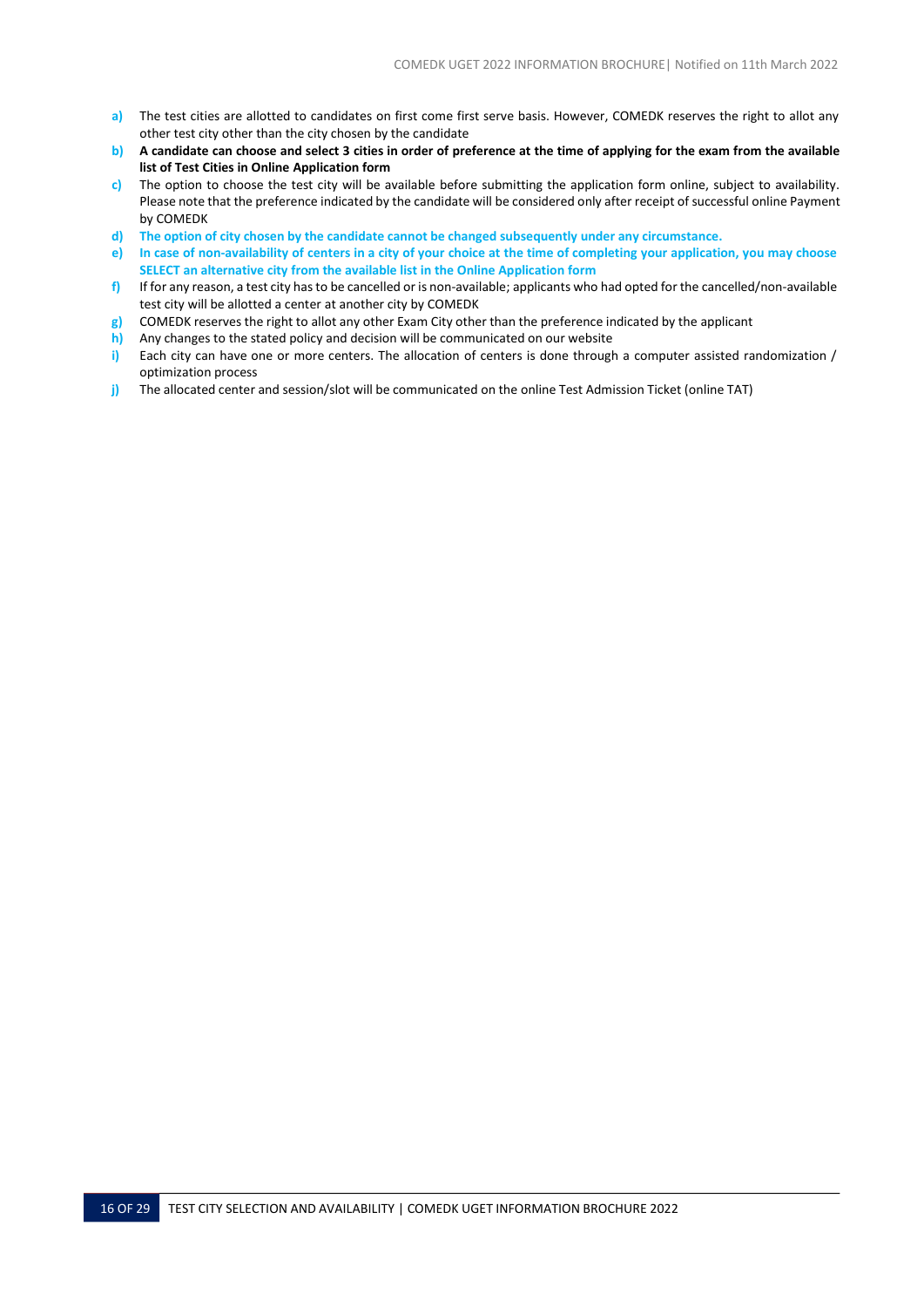a) The test cities are allotted to candidates on first come first serve basis. However, COMEDK reserves the right to allot any other test city other than the city chosen by the candidate

b) **A candidate can choose and select 3 cities in order of preference at the time of applying for the exam from the available list of Test Cities in Online Application form**

c) The option to choose the test city will be available before submitting the application form online, subject to availability. Please note that the preference indicated by the candidate will be considered only after receipt of successful online Payment by COMEDK

d) **The option of city chosen by the candidate cannot be changed subsequently under any circumstance.**

e) **In case of non-availability of centers in a city of your choice at the time of completing your application, you may choose SELECT an alternative city from the available list in the Online Application form**

f) If for any reason, a test city has to be cancelled or is non-available; applicants who had opted for the cancelled/non-available test city will be allotted a center at another city by COMEDK

g) COMEDK reserves the right to allot any other Exam City other than the preference indicated by the applicant

h) Any changes to the stated policy and decision will be communicated on our website

i) Each city can have one or more centers. The allocation of centers is done through a computer assisted randomization / optimization process

j) The allocated center and session/slot will be communicated on the online Test Admission Ticket (online TAT)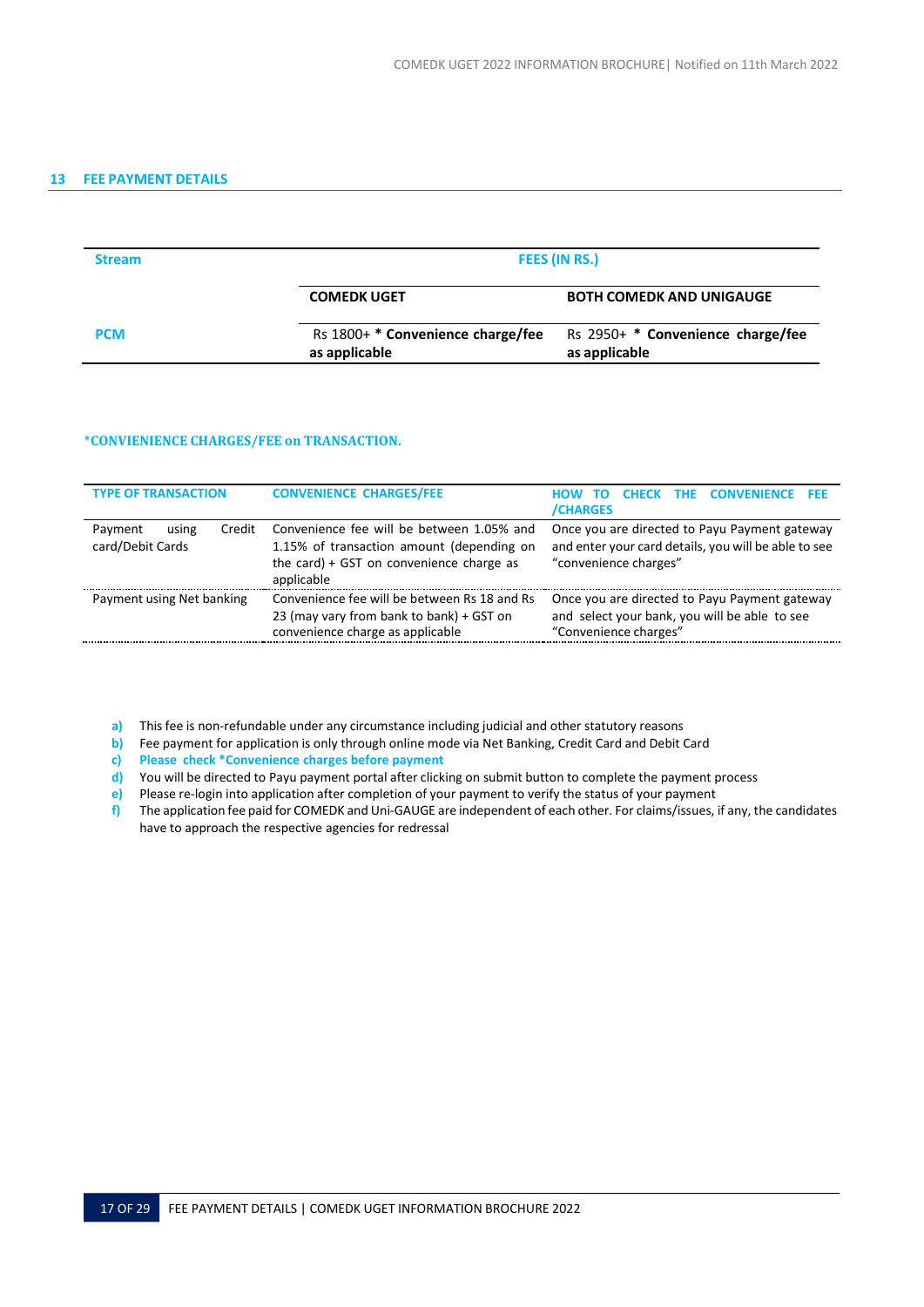## 13 FEE PAYMENT DETAILS

| Stream | FEES (IN RS.) | |
|---|---|---|
| | **COMEDK UGET** | **BOTH COMEDK AND UNIGAUGE** |
| **PCM** | Rs 1800+ **\* Convenience charge/fee as applicable** | Rs 2950+ **\* Convenience charge/fee as applicable** |

**\*CONVIENIENCE CHARGES/FEE on TRANSACTION.**

| TYPE OF TRANSACTION | CONVENIENCE CHARGES/FEE | HOW TO CHECK THE CONVENIENCE FEE /CHARGES |
|---|---|---|
| Payment using Credit card/Debit Cards | Convenience fee will be between 1.05% and 1.15% of transaction amount (depending on the card) + GST on convenience charge as applicable | Once you are directed to Payu Payment gateway and enter your card details, you will be able to see "convenience charges" |
| Payment using Net banking | Convenience fee will be between Rs 18 and Rs 23 (may vary from bank to bank) + GST on convenience charge as applicable | Once you are directed to Payu Payment gateway and select your bank, you will be able to see "Convenience charges" |

a) This fee is non-refundable under any circumstance including judicial and other statutory reasons
b) Fee payment for application is only through online mode via Net Banking, Credit Card and Debit Card
c) **Please check \*Convenience charges before payment**
d) You will be directed to Payu payment portal after clicking on submit button to complete the payment process
e) Please re-login into application after completion of your payment to verify the status of your payment
f) The application fee paid for COMEDK and Uni-GAUGE are independent of each other. For claims/issues, if any, the candidates have to approach the respective agencies for redressal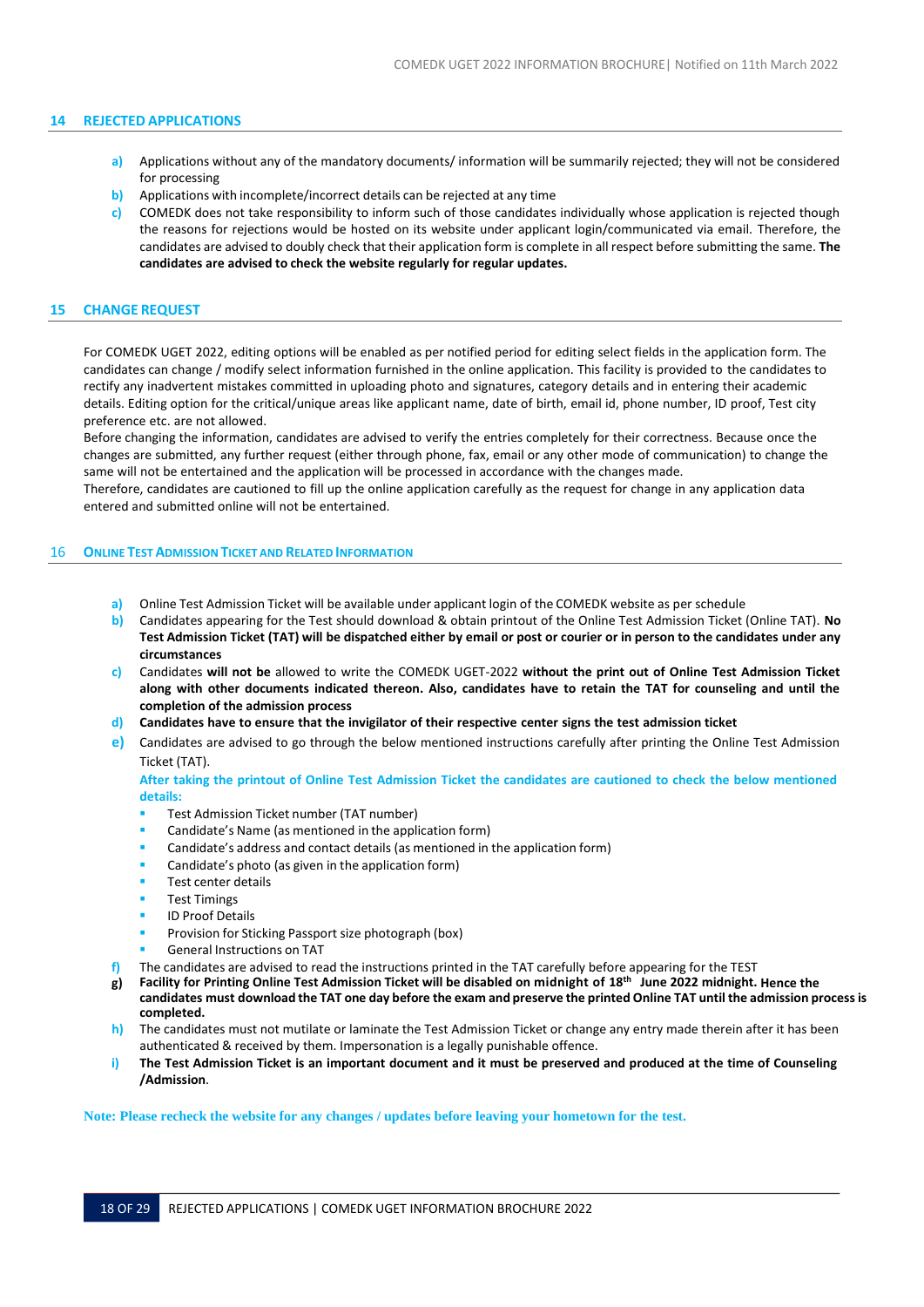## 14 REJECTED APPLICATIONS

- **a)** Applications without any of the mandatory documents/ information will be summarily rejected; they will not be considered for processing
- **b)** Applications with incomplete/incorrect details can be rejected at any time
- **c)** COMEDK does not take responsibility to inform such of those candidates individually whose application is rejected though the reasons for rejections would be hosted on its website under applicant login/communicated via email. Therefore, the candidates are advised to doubly check that their application form is complete in all respect before submitting the same. **The candidates are advised to check the website regularly for regular updates.**

## 15 CHANGE REQUEST

For COMEDK UGET 2022, editing options will be enabled as per notified period for editing select fields in the application form. The candidates can change / modify select information furnished in the online application. This facility is provided to the candidates to rectify any inadvertent mistakes committed in uploading photo and signatures, category details and in entering their academic details. Editing option for the critical/unique areas like applicant name, date of birth, email id, phone number, ID proof, Test city preference etc. are not allowed.

Before changing the information, candidates are advised to verify the entries completely for their correctness. Because once the changes are submitted, any further request (either through phone, fax, email or any other mode of communication) to change the same will not be entertained and the application will be processed in accordance with the changes made.

Therefore, candidates are cautioned to fill up the online application carefully as the request for change in any application data entered and submitted online will not be entertained.

## 16 ONLINE TEST ADMISSION TICKET AND RELATED INFORMATION

- **a)** Online Test Admission Ticket will be available under applicant login of the COMEDK website as per schedule
- **b)** Candidates appearing for the Test should download & obtain printout of the Online Test Admission Ticket (Online TAT). **No Test Admission Ticket (TAT) will be dispatched either by email or post or courier or in person to the candidates under any circumstances**
- **c)** Candidates **will not be** allowed to write the COMEDK UGET-2022 **without the print out of Online Test Admission Ticket along with other documents indicated thereon. Also, candidates have to retain the TAT for counseling and until the completion of the admission process**
- **d)** **Candidates have to ensure that the invigilator of their respective center signs the test admission ticket**
- **e)** Candidates are advised to go through the below mentioned instructions carefully after printing the Online Test Admission Ticket (TAT).

  **After taking the printout of Online Test Admission Ticket the candidates are cautioned to check the below mentioned details:**

  - Test Admission Ticket number (TAT number)
  - Candidate's Name (as mentioned in the application form)
  - Candidate's address and contact details (as mentioned in the application form)
  - Candidate's photo (as given in the application form)
  - Test center details
  - Test Timings
  - ID Proof Details
  - Provision for Sticking Passport size photograph (box)
  - General Instructions on TAT
- **f)** The candidates are advised to read the instructions printed in the TAT carefully before appearing for the TEST
- **g)** **Facility for Printing Online Test Admission Ticket will be disabled on midnight of 18th June 2022 midnight. Hence the candidates must download the TAT one day before the exam and preserve the printed Online TAT until the admission process is completed.**
- **h)** The candidates must not mutilate or laminate the Test Admission Ticket or change any entry made therein after it has been authenticated & received by them. Impersonation is a legally punishable offence.
- **i)** **The Test Admission Ticket is an important document and it must be preserved and produced at the time of Counseling /Admission**.

**Note: Please recheck the website for any changes / updates before leaving your hometown for the test.**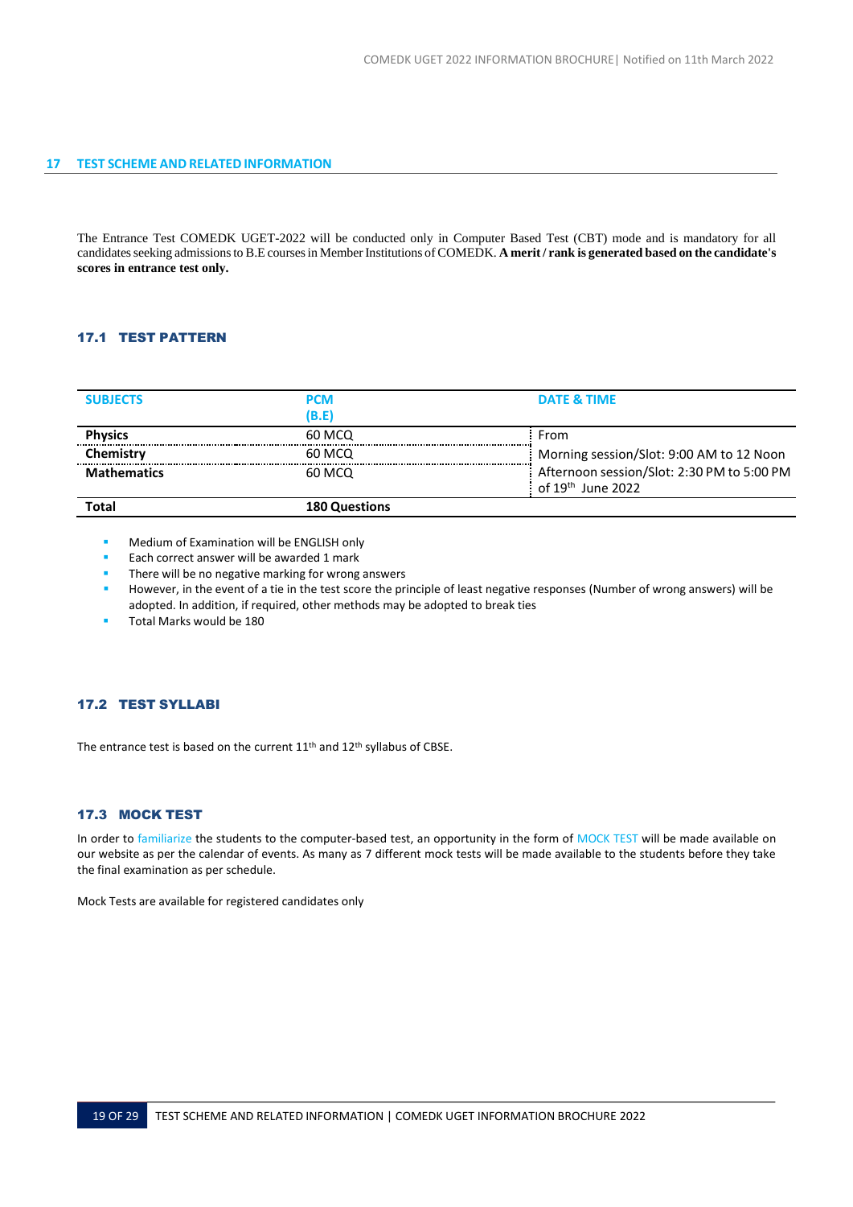## 17 TEST SCHEME AND RELATED INFORMATION

The Entrance Test COMEDK UGET-2022 will be conducted only in Computer Based Test (CBT) mode and is mandatory for all candidates seeking admissions to B.E courses in Member Institutions of COMEDK. **A merit / rank is generated based on the candidate's scores in entrance test only.**

### 17.1 TEST PATTERN

| SUBJECTS | PCM (B.E) | DATE & TIME |
|---|---|---|
| **Physics** | 60 MCQ | From |
| **Chemistry** | 60 MCQ | Morning session/Slot: 9:00 AM to 12 Noon |
| **Mathematics** | 60 MCQ | Afternoon session/Slot: 2:30 PM to 5:00 PM of 19th June 2022 |
| **Total** | **180 Questions** | |

- Medium of Examination will be ENGLISH only
- Each correct answer will be awarded 1 mark
- There will be no negative marking for wrong answers
- However, in the event of a tie in the test score the principle of least negative responses (Number of wrong answers) will be adopted. In addition, if required, other methods may be adopted to break ties
- Total Marks would be 180

### 17.2 TEST SYLLABI

The entrance test is based on the current 11th and 12th syllabus of CBSE.

### 17.3 MOCK TEST

In order to familiarize the students to the computer-based test, an opportunity in the form of MOCK TEST will be made available on our website as per the calendar of events. As many as 7 different mock tests will be made available to the students before they take the final examination as per schedule.

Mock Tests are available for registered candidates only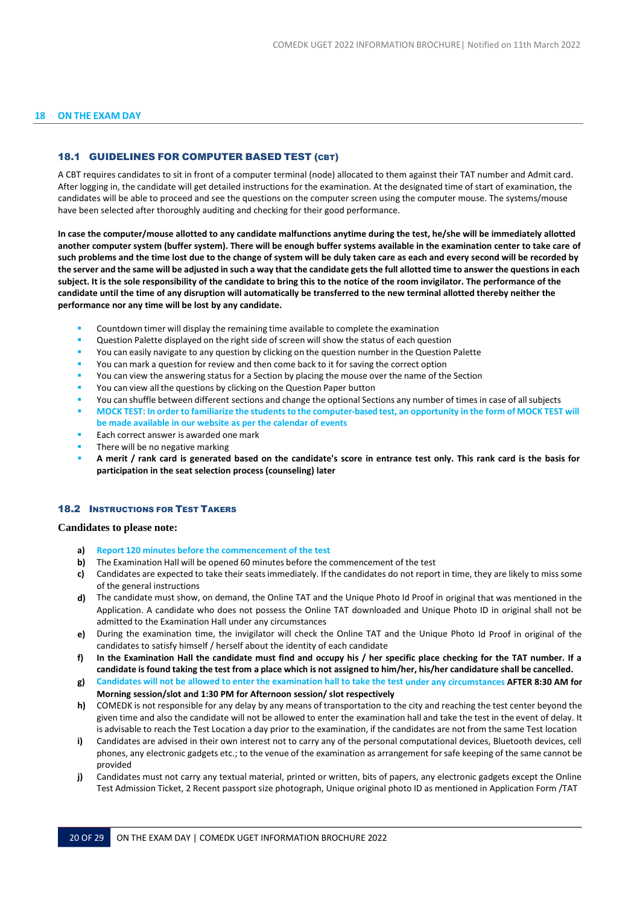## 18 ON THE EXAM DAY

### 18.1 GUIDELINES FOR COMPUTER BASED TEST (CBT)

A CBT requires candidates to sit in front of a computer terminal (node) allocated to them against their TAT number and Admit card. After logging in, the candidate will get detailed instructions for the examination. At the designated time of start of examination, the candidates will be able to proceed and see the questions on the computer screen using the computer mouse. The systems/mouse have been selected after thoroughly auditing and checking for their good performance.

**In case the computer/mouse allotted to any candidate malfunctions anytime during the test, he/she will be immediately allotted another computer system (buffer system). There will be enough buffer systems available in the examination center to take care of such problems and the time lost due to the change of system will be duly taken care as each and every second will be recorded by the server and the same will be adjusted in such a way that the candidate gets the full allotted time to answer the questions in each subject. It is the sole responsibility of the candidate to bring this to the notice of the room invigilator. The performance of the candidate until the time of any disruption will automatically be transferred to the new terminal allotted thereby neither the performance nor any time will be lost by any candidate.**

- Countdown timer will display the remaining time available to complete the examination
- Question Palette displayed on the right side of screen will show the status of each question
- You can easily navigate to any question by clicking on the question number in the Question Palette
- You can mark a question for review and then come back to it for saving the correct option
- You can view the answering status for a Section by placing the mouse over the name of the Section
- You can view all the questions by clicking on the Question Paper button
- You can shuffle between different sections and change the optional Sections any number of times in case of all subjects
- **MOCK TEST: In order to familiarize the students to the computer-based test, an opportunity in the form of MOCK TEST will be made available in our website as per the calendar of events**
- Each correct answer is awarded one mark
- There will be no negative marking
- **A merit / rank card is generated based on the candidate's score in entrance test only. This rank card is the basis for participation in the seat selection process (counseling) later**

### 18.2 INSTRUCTIONS FOR TEST TAKERS

**Candidates to please note:**

a) **Report 120 minutes before the commencement of the test**
b) The Examination Hall will be opened 60 minutes before the commencement of the test
c) Candidates are expected to take their seats immediately. If the candidates do not report in time, they are likely to miss some of the general instructions
d) The candidate must show, on demand, the Online TAT and the Unique Photo Id Proof in original that was mentioned in the Application. A candidate who does not possess the Online TAT downloaded and Unique Photo ID in original shall not be admitted to the Examination Hall under any circumstances
e) During the examination time, the invigilator will check the Online TAT and the Unique Photo Id Proof in original of the candidates to satisfy himself / herself about the identity of each candidate
f) **In the Examination Hall the candidate must find and occupy his / her specific place checking for the TAT number. If a candidate is found taking the test from a place which is not assigned to him/her, his/her candidature shall be cancelled.**
g) **Candidates will not be allowed to enter the examination hall to take the test under any circumstances AFTER 8:30 AM for Morning session/slot and 1:30 PM for Afternoon session/ slot respectively**
h) COMEDK is not responsible for any delay by any means of transportation to the city and reaching the test center beyond the given time and also the candidate will not be allowed to enter the examination hall and take the test in the event of delay. It is advisable to reach the Test Location a day prior to the examination, if the candidates are not from the same Test location
i) Candidates are advised in their own interest not to carry any of the personal computational devices, Bluetooth devices, cell phones, any electronic gadgets etc.; to the venue of the examination as arrangement for safe keeping of the same cannot be provided
j) Candidates must not carry any textual material, printed or written, bits of papers, any electronic gadgets except the Online Test Admission Ticket, 2 Recent passport size photograph, Unique original photo ID as mentioned in Application Form /TAT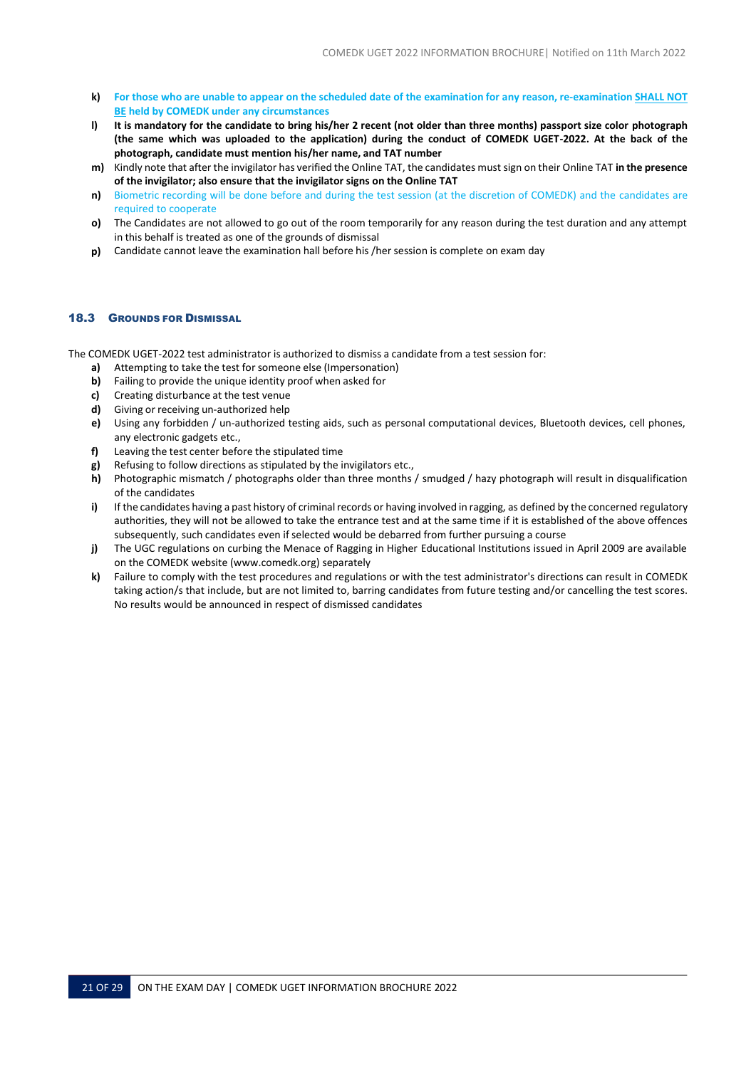- **k)** **For those who are unable to appear on the scheduled date of the examination for any reason, re-examination SHALL NOT BE held by COMEDK under any circumstances**
- **l)** **It is mandatory for the candidate to bring his/her 2 recent (not older than three months) passport size color photograph (the same which was uploaded to the application) during the conduct of COMEDK UGET-2022. At the back of the photograph, candidate must mention his/her name, and TAT number**
- **m)** Kindly note that after the invigilator has verified the Online TAT, the candidates must sign on their Online TAT **in the presence of the invigilator; also ensure that the invigilator signs on the Online TAT**
- **n)** Biometric recording will be done before and during the test session (at the discretion of COMEDK) and the candidates are required to cooperate
- **o)** The Candidates are not allowed to go out of the room temporarily for any reason during the test duration and any attempt in this behalf is treated as one of the grounds of dismissal
- **p)** Candidate cannot leave the examination hall before his /her session is complete on exam day

### 18.3 Grounds for Dismissal

The COMEDK UGET-2022 test administrator is authorized to dismiss a candidate from a test session for:

- **a)** Attempting to take the test for someone else (Impersonation)
- **b)** Failing to provide the unique identity proof when asked for
- **c)** Creating disturbance at the test venue
- **d)** Giving or receiving un-authorized help
- **e)** Using any forbidden / un-authorized testing aids, such as personal computational devices, Bluetooth devices, cell phones, any electronic gadgets etc.,
- **f)** Leaving the test center before the stipulated time
- **g)** Refusing to follow directions as stipulated by the invigilators etc.,
- **h)** Photographic mismatch / photographs older than three months / smudged / hazy photograph will result in disqualification of the candidates
- **i)** If the candidates having a past history of criminal records or having involved in ragging, as defined by the concerned regulatory authorities, they will not be allowed to take the entrance test and at the same time if it is established of the above offences subsequently, such candidates even if selected would be debarred from further pursuing a course
- **j)** The UGC regulations on curbing the Menace of Ragging in Higher Educational Institutions issued in April 2009 are available on the COMEDK website (www.comedk.org) separately
- **k)** Failure to comply with the test procedures and regulations or with the test administrator's directions can result in COMEDK taking action/s that include, but are not limited to, barring candidates from future testing and/or cancelling the test scores. No results would be announced in respect of dismissed candidates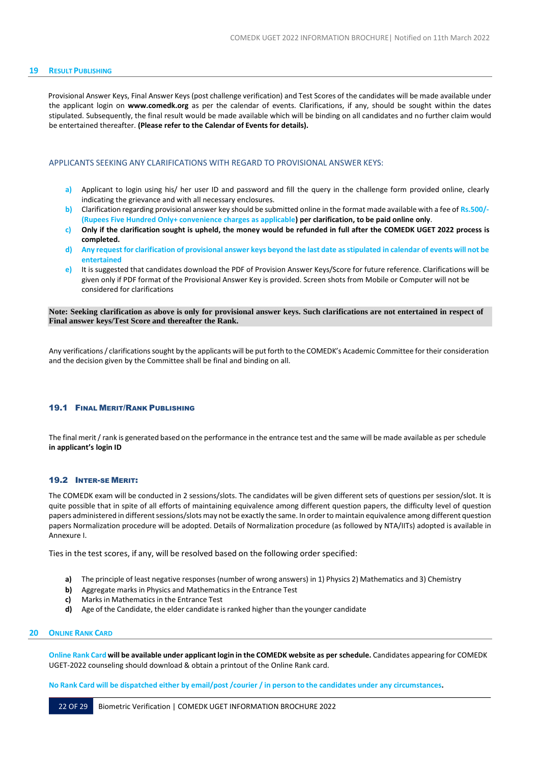## 19 RESULT PUBLISHING

Provisional Answer Keys, Final Answer Keys (post challenge verification) and Test Scores of the candidates will be made available under the applicant login on **www.comedk.org** as per the calendar of events. Clarifications, if any, should be sought within the dates stipulated. Subsequently, the final result would be made available which will be binding on all candidates and no further claim would be entertained thereafter. **(Please refer to the Calendar of Events for details).**

### APPLICANTS SEEKING ANY CLARIFICATIONS WITH REGARD TO PROVISIONAL ANSWER KEYS:

- **a)** Applicant to login using his/ her user ID and password and fill the query in the challenge form provided online, clearly indicating the grievance and with all necessary enclosures.
- **b)** Clarification regarding provisional answer key should be submitted online in the format made available with a fee of **Rs.500/- (Rupees Five Hundred Only+ convenience charges as applicable) per clarification, to be paid online only**.
- **c)** **Only if the clarification sought is upheld, the money would be refunded in full after the COMEDK UGET 2022 process is completed.**
- **d)** **Any request for clarification of provisional answer keys beyond the last date as stipulated in calendar of events will not be entertained**
- **e)** It is suggested that candidates download the PDF of Provision Answer Keys/Score for future reference. Clarifications will be given only if PDF format of the Provisional Answer Key is provided. Screen shots from Mobile or Computer will not be considered for clarifications

**Note: Seeking clarification as above is only for provisional answer keys. Such clarifications are not entertained in respect of Final answer keys/Test Score and thereafter the Rank.**

Any verifications / clarifications sought by the applicants will be put forth to the COMEDK's Academic Committee for their consideration and the decision given by the Committee shall be final and binding on all.

### 19.1 FINAL MERIT/RANK PUBLISHING

The final merit / rank is generated based on the performance in the entrance test and the same will be made available as per schedule **in applicant's login ID**

### 19.2 INTER-SE MERIT:

The COMEDK exam will be conducted in 2 sessions/slots. The candidates will be given different sets of questions per session/slot. It is quite possible that in spite of all efforts of maintaining equivalence among different question papers, the difficulty level of question papers administered in different sessions/slots may not be exactly the same. In order to maintain equivalence among different question papers Normalization procedure will be adopted. Details of Normalization procedure (as followed by NTA/IITs) adopted is available in Annexure I.

Ties in the test scores, if any, will be resolved based on the following order specified:

- **a)** The principle of least negative responses (number of wrong answers) in 1) Physics 2) Mathematics and 3) Chemistry
- **b)** Aggregate marks in Physics and Mathematics in the Entrance Test
- **c)** Marks in Mathematics in the Entrance Test
- **d)** Age of the Candidate, the elder candidate is ranked higher than the younger candidate

## 20 ONLINE RANK CARD

**Online Rank Card will be available under applicant login in the COMEDK website as per schedule.** Candidates appearing for COMEDK UGET-2022 counseling should download & obtain a printout of the Online Rank card.

**No Rank Card will be dispatched either by email/post /courier / in person to the candidates under any circumstances.**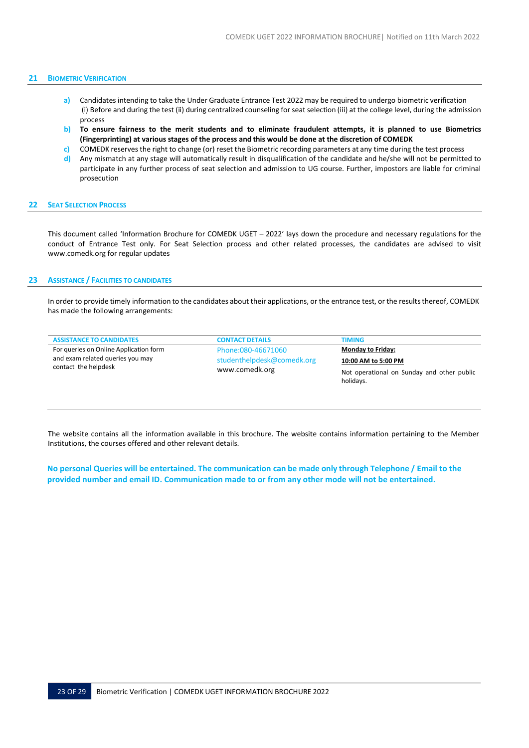## 21 BIOMETRIC VERIFICATION

- **a)** Candidates intending to take the Under Graduate Entrance Test 2022 may be required to undergo biometric verification (i) Before and during the test (ii) during centralized counseling for seat selection (iii) at the college level, during the admission process
- **b)** **To ensure fairness to the merit students and to eliminate fraudulent attempts, it is planned to use Biometrics (Fingerprinting) at various stages of the process and this would be done at the discretion of COMEDK**
- **c)** COMEDK reserves the right to change (or) reset the Biometric recording parameters at any time during the test process
- **d)** Any mismatch at any stage will automatically result in disqualification of the candidate and he/she will not be permitted to participate in any further process of seat selection and admission to UG course. Further, impostors are liable for criminal prosecution

## 22 SEAT SELECTION PROCESS

This document called 'Information Brochure for COMEDK UGET – 2022' lays down the procedure and necessary regulations for the conduct of Entrance Test only. For Seat Selection process and other related processes, the candidates are advised to visit www.comedk.org for regular updates

## 23 ASSISTANCE / FACILITIES TO CANDIDATES

In order to provide timely information to the candidates about their applications, or the entrance test, or the results thereof, COMEDK has made the following arrangements:

| ASSISTANCE TO CANDIDATES | CONTACT DETAILS | TIMING |
|---|---|---|
| For queries on Online Application form and exam related queries you may contact the helpdesk | Phone:080-46671060<br>studenthelpdesk@comedk.org<br>www.comedk.org | **Monday to Friday:**<br>**10:00 AM to 5:00 PM**<br>Not operational on Sunday and other public holidays. |

The website contains all the information available in this brochure. The website contains information pertaining to the Member Institutions, the courses offered and other relevant details.

**No personal Queries will be entertained. The communication can be made only through Telephone / Email to the provided number and email ID. Communication made to or from any other mode will not be entertained.**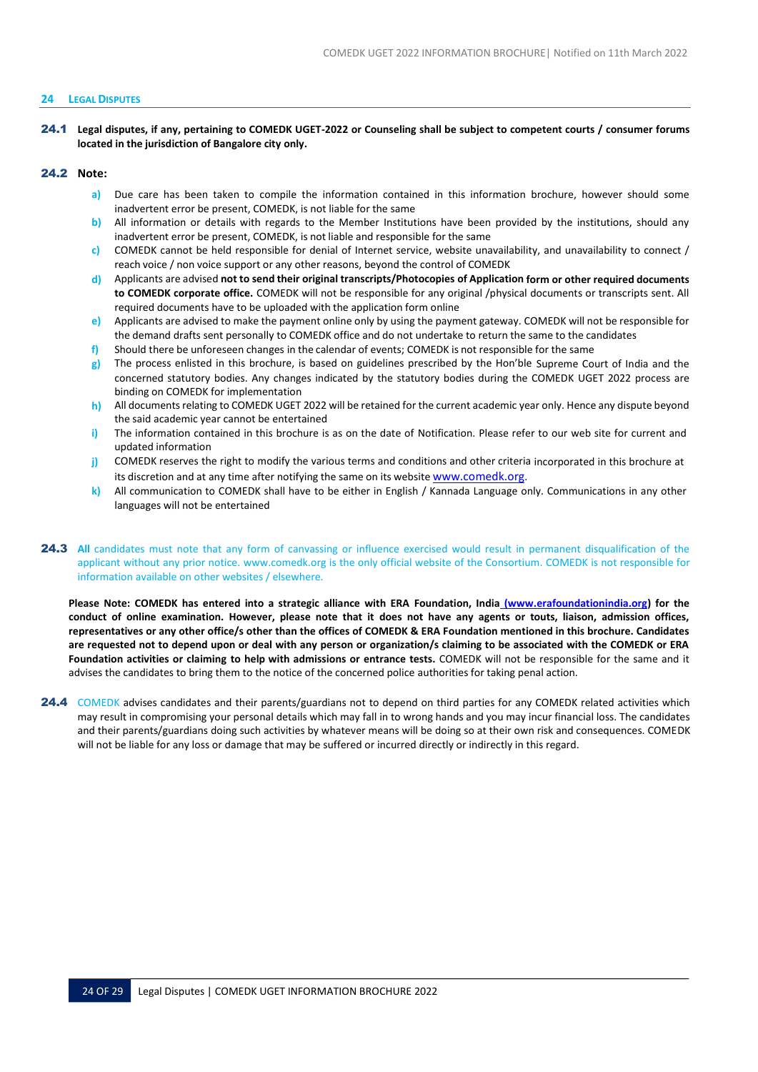## 24 LEGAL DISPUTES

**24.1** **Legal disputes, if any, pertaining to COMEDK UGET-2022 or Counseling shall be subject to competent courts / consumer forums located in the jurisdiction of Bangalore city only.**

**24.2** **Note:**

- **a)** Due care has been taken to compile the information contained in this information brochure, however should some inadvertent error be present, COMEDK, is not liable for the same
- **b)** All information or details with regards to the Member Institutions have been provided by the institutions, should any inadvertent error be present, COMEDK, is not liable and responsible for the same
- **c)** COMEDK cannot be held responsible for denial of Internet service, website unavailability, and unavailability to connect / reach voice / non voice support or any other reasons, beyond the control of COMEDK
- **d)** Applicants are advised **not to send their original transcripts/Photocopies of Application form or other required documents to COMEDK corporate office.** COMEDK will not be responsible for any original /physical documents or transcripts sent. All required documents have to be uploaded with the application form online
- **e)** Applicants are advised to make the payment online only by using the payment gateway. COMEDK will not be responsible for the demand drafts sent personally to COMEDK office and do not undertake to return the same to the candidates
- **f)** Should there be unforeseen changes in the calendar of events; COMEDK is not responsible for the same
- **g)** The process enlisted in this brochure, is based on guidelines prescribed by the Hon'ble Supreme Court of India and the concerned statutory bodies. Any changes indicated by the statutory bodies during the COMEDK UGET 2022 process are binding on COMEDK for implementation
- **h)** All documents relating to COMEDK UGET 2022 will be retained for the current academic year only. Hence any dispute beyond the said academic year cannot be entertained
- **i)** The information contained in this brochure is as on the date of Notification. Please refer to our web site for current and updated information
- **j)** COMEDK reserves the right to modify the various terms and conditions and other criteria incorporated in this brochure at its discretion and at any time after notifying the same on its website www.comedk.org.
- **k)** All communication to COMEDK shall have to be either in English / Kannada Language only. Communications in any other languages will not be entertained

**24.3** **All** candidates must note that any form of canvassing or influence exercised would result in permanent disqualification of the applicant without any prior notice. www.comedk.org is the only official website of the Consortium. COMEDK is not responsible for information available on other websites / elsewhere.

**Please Note: COMEDK has entered into a strategic alliance with ERA Foundation, India (www.erafoundationindia.org) for the conduct of online examination. However, please note that it does not have any agents or touts, liaison, admission offices, representatives or any other office/s other than the offices of COMEDK & ERA Foundation mentioned in this brochure. Candidates are requested not to depend upon or deal with any person or organization/s claiming to be associated with the COMEDK or ERA Foundation activities or claiming to help with admissions or entrance tests.** COMEDK will not be responsible for the same and it advises the candidates to bring them to the notice of the concerned police authorities for taking penal action.

**24.4** COMEDK advises candidates and their parents/guardians not to depend on third parties for any COMEDK related activities which may result in compromising your personal details which may fall in to wrong hands and you may incur financial loss. The candidates and their parents/guardians doing such activities by whatever means will be doing so at their own risk and consequences. COMEDK will not be liable for any loss or damage that may be suffered or incurred directly or indirectly in this regard.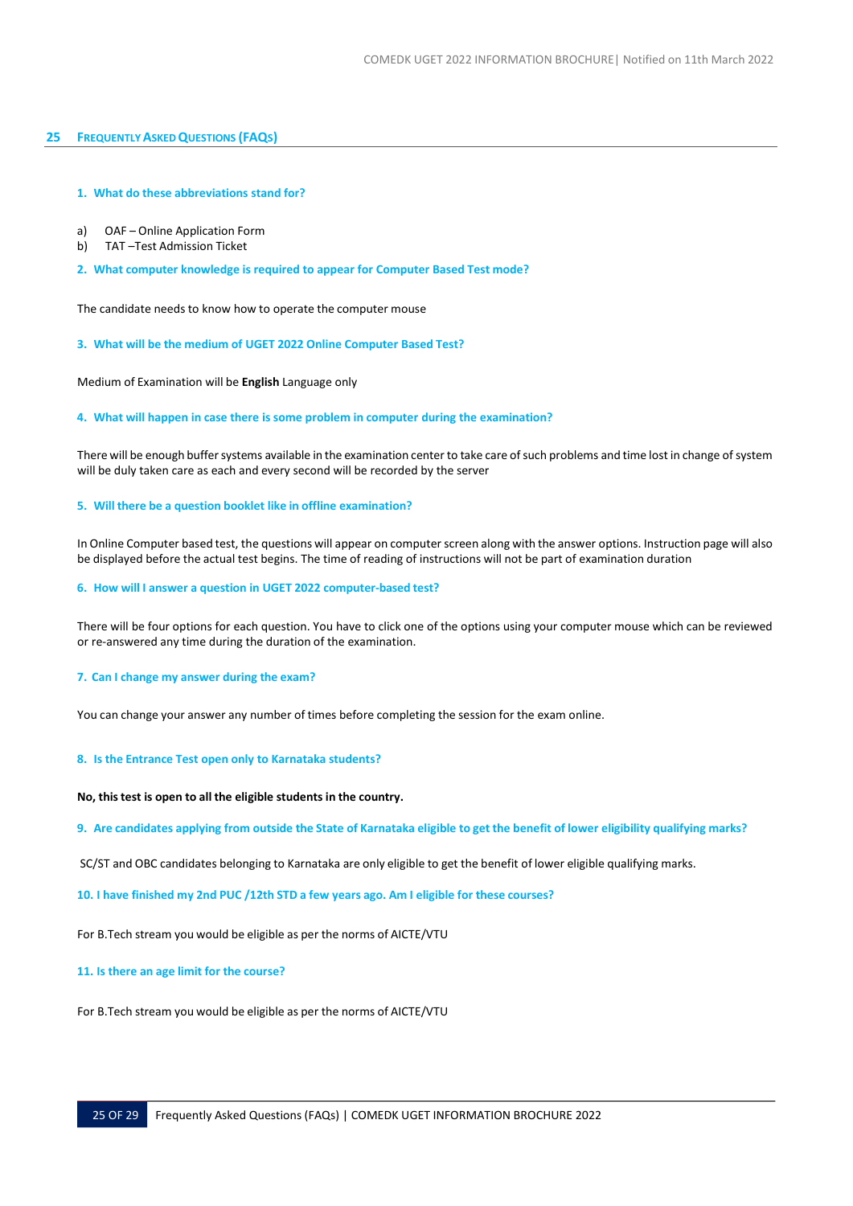## 25 FREQUENTLY ASKED QUESTIONS (FAQS)

### 1. What do these abbreviations stand for?

a) OAF – Online Application Form
b) TAT –Test Admission Ticket

### 2. What computer knowledge is required to appear for Computer Based Test mode?

The candidate needs to know how to operate the computer mouse

### 3. What will be the medium of UGET 2022 Online Computer Based Test?

Medium of Examination will be **English** Language only

### 4. What will happen in case there is some problem in computer during the examination?

There will be enough buffer systems available in the examination center to take care of such problems and time lost in change of system will be duly taken care as each and every second will be recorded by the server

### 5. Will there be a question booklet like in offline examination?

In Online Computer based test, the questions will appear on computer screen along with the answer options. Instruction page will also be displayed before the actual test begins. The time of reading of instructions will not be part of examination duration

### 6. How will I answer a question in UGET 2022 computer-based test?

There will be four options for each question. You have to click one of the options using your computer mouse which can be reviewed or re-answered any time during the duration of the examination.

### 7. Can I change my answer during the exam?

You can change your answer any number of times before completing the session for the exam online.

### 8. Is the Entrance Test open only to Karnataka students?

**No, this test is open to all the eligible students in the country.**

### 9. Are candidates applying from outside the State of Karnataka eligible to get the benefit of lower eligibility qualifying marks?

SC/ST and OBC candidates belonging to Karnataka are only eligible to get the benefit of lower eligible qualifying marks.

### 10. I have finished my 2nd PUC /12th STD a few years ago. Am I eligible for these courses?

For B.Tech stream you would be eligible as per the norms of AICTE/VTU

### 11. Is there an age limit for the course?

For B.Tech stream you would be eligible as per the norms of AICTE/VTU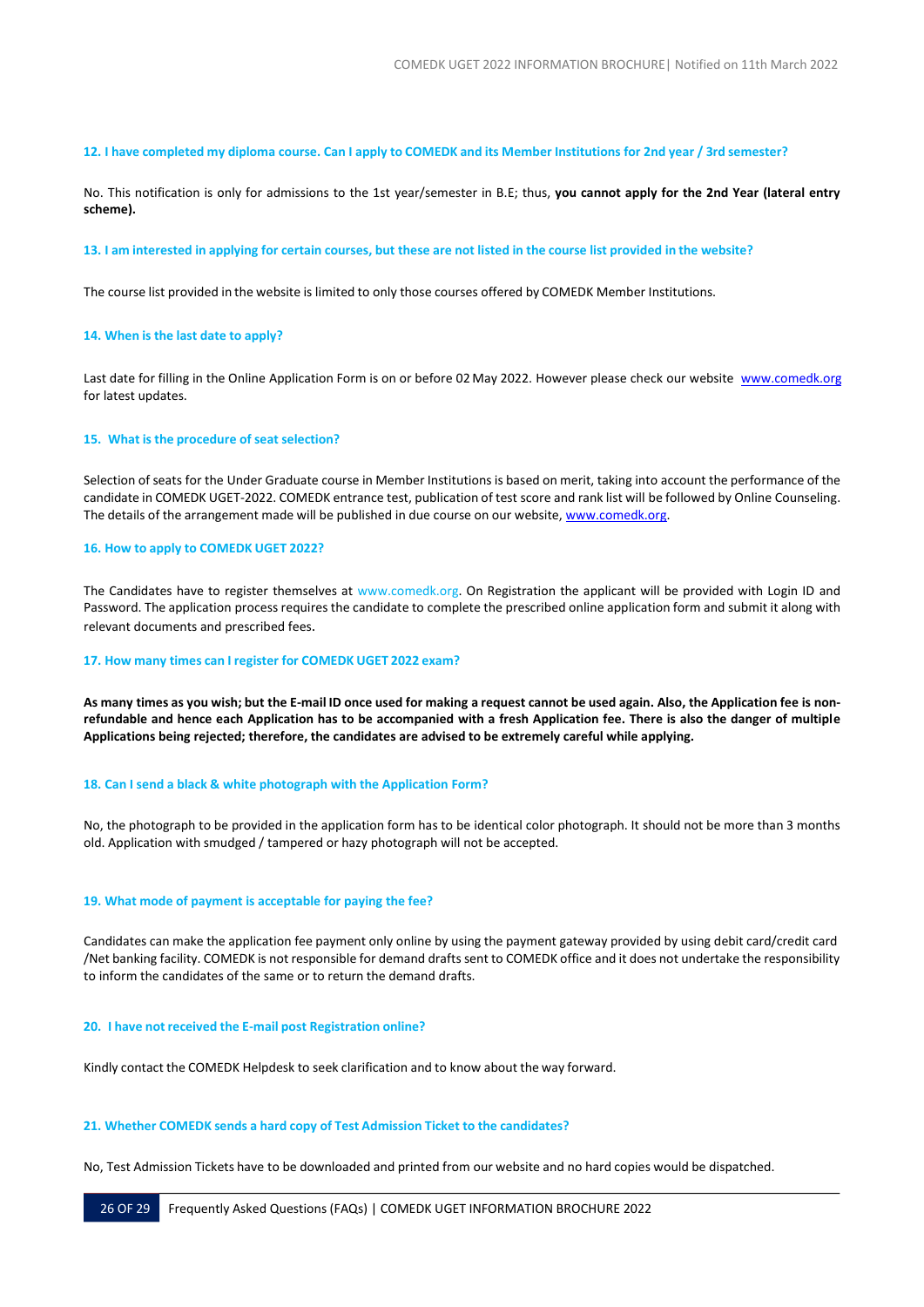### 12. I have completed my diploma course. Can I apply to COMEDK and its Member Institutions for 2nd year / 3rd semester?

No. This notification is only for admissions to the 1st year/semester in B.E; thus, **you cannot apply for the 2nd Year (lateral entry scheme).**

### 13. I am interested in applying for certain courses, but these are not listed in the course list provided in the website?

The course list provided in the website is limited to only those courses offered by COMEDK Member Institutions.

### 14. When is the last date to apply?

Last date for filling in the Online Application Form is on or before 02 May 2022. However please check our website [www.comedk.org](www.comedk.org) for latest updates.

### 15. What is the procedure of seat selection?

Selection of seats for the Under Graduate course in Member Institutions is based on merit, taking into account the performance of the candidate in COMEDK UGET-2022. COMEDK entrance test, publication of test score and rank list will be followed by Online Counseling. The details of the arrangement made will be published in due course on our website, [www.comedk.org](www.comedk.org).

### 16. How to apply to COMEDK UGET 2022?

The Candidates have to register themselves at www.comedk.org. On Registration the applicant will be provided with Login ID and Password. The application process requires the candidate to complete the prescribed online application form and submit it along with relevant documents and prescribed fees.

### 17. How many times can I register for COMEDK UGET 2022 exam?

**As many times as you wish; but the E-mail ID once used for making a request cannot be used again. Also, the Application fee is non-refundable and hence each Application has to be accompanied with a fresh Application fee. There is also the danger of multiple Applications being rejected; therefore, the candidates are advised to be extremely careful while applying.**

### 18. Can I send a black & white photograph with the Application Form?

No, the photograph to be provided in the application form has to be identical color photograph. It should not be more than 3 months old. Application with smudged / tampered or hazy photograph will not be accepted.

### 19. What mode of payment is acceptable for paying the fee?

Candidates can make the application fee payment only online by using the payment gateway provided by using debit card/credit card /Net banking facility. COMEDK is not responsible for demand drafts sent to COMEDK office and it does not undertake the responsibility to inform the candidates of the same or to return the demand drafts.

### 20. I have not received the E-mail post Registration online?

Kindly contact the COMEDK Helpdesk to seek clarification and to know about the way forward.

### 21. Whether COMEDK sends a hard copy of Test Admission Ticket to the candidates?

No, Test Admission Tickets have to be downloaded and printed from our website and no hard copies would be dispatched.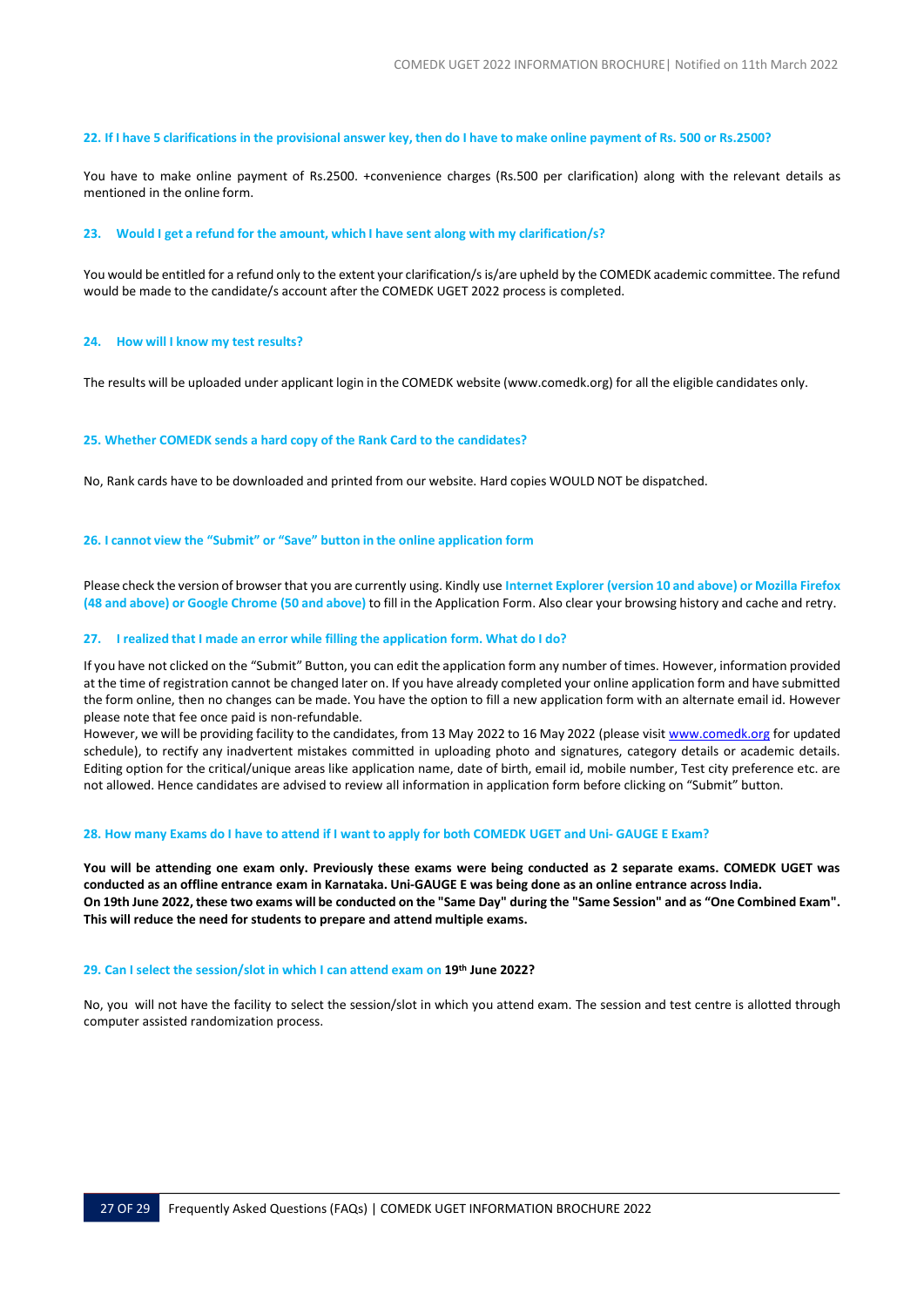### 22. If I have 5 clarifications in the provisional answer key, then do I have to make online payment of Rs. 500 or Rs.2500?

You have to make online payment of Rs.2500. +convenience charges (Rs.500 per clarification) along with the relevant details as mentioned in the online form.

### 23. Would I get a refund for the amount, which I have sent along with my clarification/s?

You would be entitled for a refund only to the extent your clarification/s is/are upheld by the COMEDK academic committee. The refund would be made to the candidate/s account after the COMEDK UGET 2022 process is completed.

### 24. How will I know my test results?

The results will be uploaded under applicant login in the COMEDK website (www.comedk.org) for all the eligible candidates only.

### 25. Whether COMEDK sends a hard copy of the Rank Card to the candidates?

No, Rank cards have to be downloaded and printed from our website. Hard copies WOULD NOT be dispatched.

### 26. I cannot view the "Submit" or "Save" button in the online application form

Please check the version of browser that you are currently using. Kindly use **Internet Explorer (version 10 and above) or Mozilla Firefox (48 and above) or Google Chrome (50 and above)** to fill in the Application Form. Also clear your browsing history and cache and retry.

### 27. I realized that I made an error while filling the application form. What do I do?

If you have not clicked on the "Submit" Button, you can edit the application form any number of times. However, information provided at the time of registration cannot be changed later on. If you have already completed your online application form and have submitted the form online, then no changes can be made. You have the option to fill a new application form with an alternate email id. However please note that fee once paid is non-refundable.

However, we will be providing facility to the candidates, from 13 May 2022 to 16 May 2022 (please visit www.comedk.org for updated schedule), to rectify any inadvertent mistakes committed in uploading photo and signatures, category details or academic details. Editing option for the critical/unique areas like application name, date of birth, email id, mobile number, Test city preference etc. are not allowed. Hence candidates are advised to review all information in application form before clicking on "Submit" button.

### 28. How many Exams do I have to attend if I want to apply for both COMEDK UGET and Uni- GAUGE E Exam?

**You will be attending one exam only. Previously these exams were being conducted as 2 separate exams. COMEDK UGET was conducted as an offline entrance exam in Karnataka. Uni-GAUGE E was being done as an online entrance across India.**
**On 19th June 2022, these two exams will be conducted on the "Same Day" during the "Same Session" and as "One Combined Exam". This will reduce the need for students to prepare and attend multiple exams.**

### 29. Can I select the session/slot in which I can attend exam on 19th June 2022?

No, you will not have the facility to select the session/slot in which you attend exam. The session and test centre is allotted through computer assisted randomization process.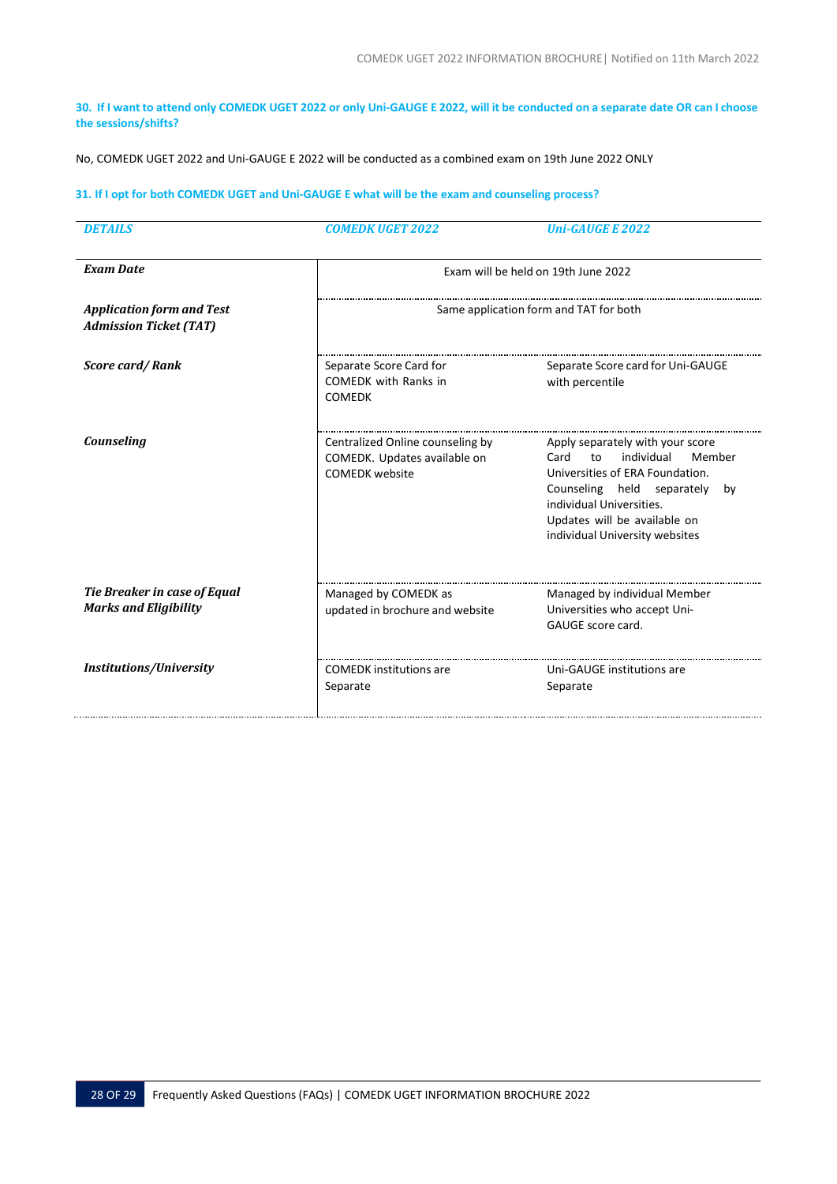**30. If I want to attend only COMEDK UGET 2022 or only Uni-GAUGE E 2022, will it be conducted on a separate date OR can I choose the sessions/shifts?**

No, COMEDK UGET 2022 and Uni-GAUGE E 2022 will be conducted as a combined exam on 19th June 2022 ONLY

**31. If I opt for both COMEDK UGET and Uni-GAUGE E what will be the exam and counseling process?**

| *DETAILS* | *COMEDK UGET 2022* | *Uni-GAUGE E 2022* |
|---|---|---|
| ***Exam Date*** | Exam will be held on 19th June 2022 | |
| ***Application form and Test Admission Ticket (TAT)*** | Same application form and TAT for both | |
| ***Score card/ Rank*** | Separate Score Card for COMEDK with Ranks in COMEDK | Separate Score card for Uni-GAUGE with percentile |
| ***Counseling*** | Centralized Online counseling by COMEDK. Updates available on COMEDK website | Apply separately with your score Card to individual Member Universities of ERA Foundation. Counseling held separately by individual Universities. Updates will be available on individual University websites |
| ***Tie Breaker in case of Equal Marks and Eligibility*** | Managed by COMEDK as updated in brochure and website | Managed by individual Member Universities who accept Uni-GAUGE score card. |
| ***Institutions/University*** | COMEDK institutions are Separate | Uni-GAUGE institutions are Separate |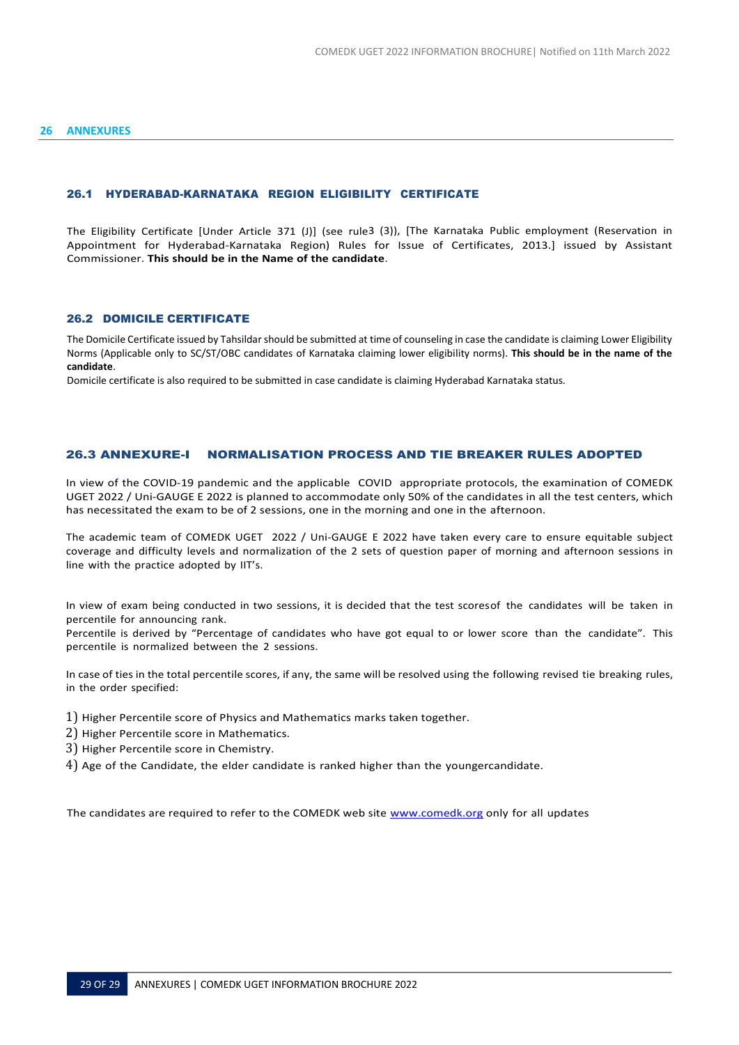# 26 ANNEXURES

## 26.1 HYDERABAD-KARNATAKA REGION ELIGIBILITY CERTIFICATE

The Eligibility Certificate [Under Article 371 (J)] (see rule3 (3)), [The Karnataka Public employment (Reservation in Appointment for Hyderabad-Karnataka Region) Rules for Issue of Certificates, 2013.] issued by Assistant Commissioner. **This should be in the Name of the candidate**.

## 26.2 DOMICILE CERTIFICATE

The Domicile Certificate issued by Tahsildar should be submitted at time of counseling in case the candidate is claiming Lower Eligibility Norms (Applicable only to SC/ST/OBC candidates of Karnataka claiming lower eligibility norms). **This should be in the name of the candidate**.

Domicile certificate is also required to be submitted in case candidate is claiming Hyderabad Karnataka status.

## 26.3 ANNEXURE-I NORMALISATION PROCESS AND TIE BREAKER RULES ADOPTED

In view of the COVID-19 pandemic and the applicable COVID appropriate protocols, the examination of COMEDK UGET 2022 / Uni-GAUGE E 2022 is planned to accommodate only 50% of the candidates in all the test centers, which has necessitated the exam to be of 2 sessions, one in the morning and one in the afternoon.

The academic team of COMEDK UGET 2022 / Uni-GAUGE E 2022 have taken every care to ensure equitable subject coverage and difficulty levels and normalization of the 2 sets of question paper of morning and afternoon sessions in line with the practice adopted by IIT's.

In view of exam being conducted in two sessions, it is decided that the test scoresof the candidates will be taken in percentile for announcing rank.

Percentile is derived by "Percentage of candidates who have got equal to or lower score than the candidate". This percentile is normalized between the 2 sessions.

In case of ties in the total percentile scores, if any, the same will be resolved using the following revised tie breaking rules, in the order specified:

1) Higher Percentile score of Physics and Mathematics marks taken together.
2) Higher Percentile score in Mathematics.
3) Higher Percentile score in Chemistry.
4) Age of the Candidate, the elder candidate is ranked higher than the youngercandidate.

The candidates are required to refer to the COMEDK web site [www.comedk.org](http://www.comedk.org) only for all updates